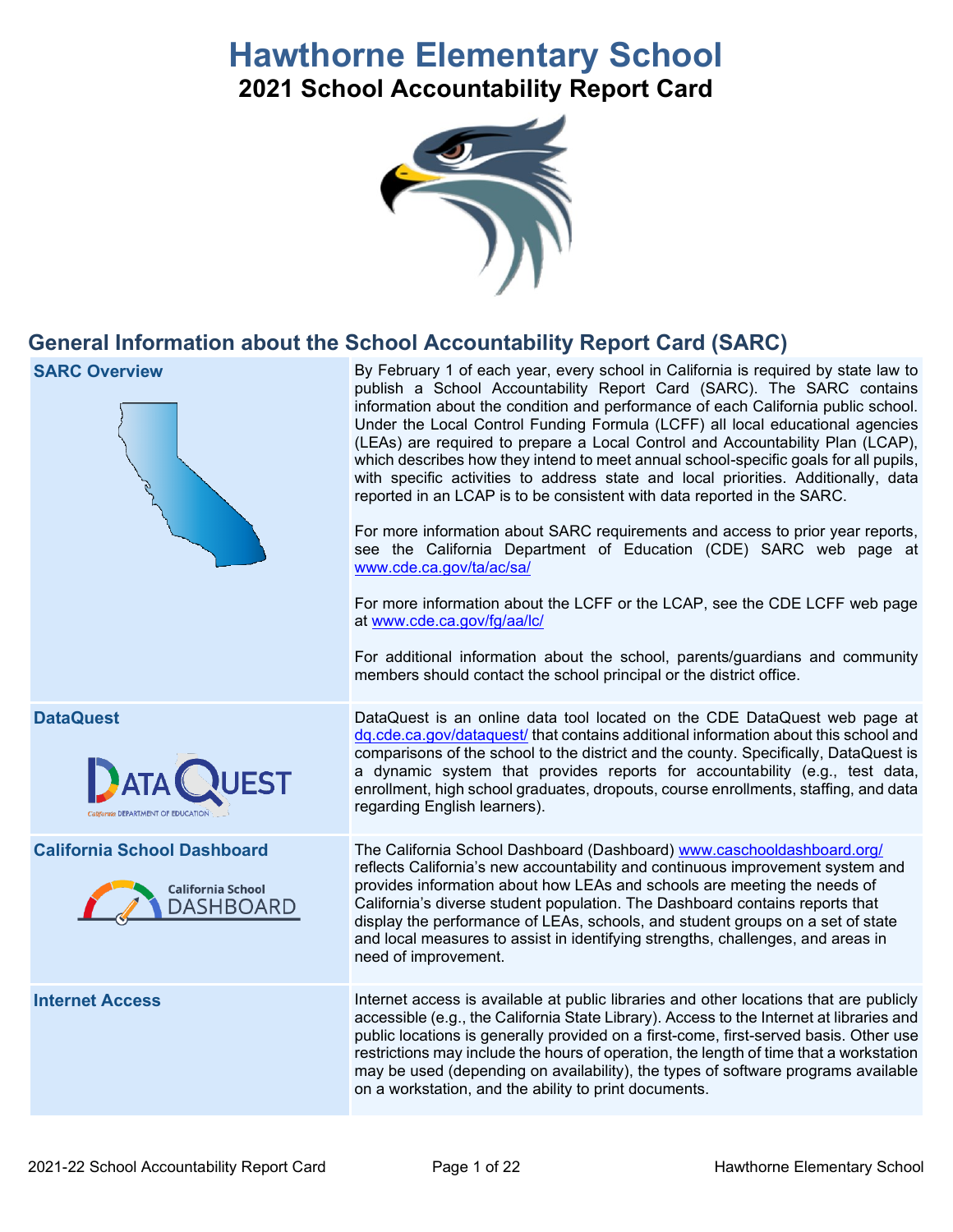# Hawthorne Elementary School

## 2021 School Accountability Report Card

## General Information about the School Accountability Report Card (SARC)

| | |
|---|---|
| **SARC Overview** | By February 1 of each year, every school in California is required by state law to publish a School Accountability Report Card (SARC). The SARC contains information about the condition and performance of each California public school. Under the Local Control Funding Formula (LCFF) all local educational agencies (LEAs) are required to prepare a Local Control and Accountability Plan (LCAP), which describes how they intend to meet annual school-specific goals for all pupils, with specific activities to address state and local priorities. Additionally, data reported in an LCAP is to be consistent with data reported in the SARC.<br><br>For more information about SARC requirements and access to prior year reports, see the California Department of Education (CDE) SARC web page at www.cde.ca.gov/ta/ac/sa/<br><br>For more information about the LCFF or the LCAP, see the CDE LCFF web page at www.cde.ca.gov/fg/aa/lc/<br><br>For additional information about the school, parents/guardians and community members should contact the school principal or the district office. |
| **DataQuest** | DataQuest is an online data tool located on the CDE DataQuest web page at dq.cde.ca.gov/dataquest/ that contains additional information about this school and comparisons of the school to the district and the county. Specifically, DataQuest is a dynamic system that provides reports for accountability (e.g., test data, enrollment, high school graduates, dropouts, course enrollments, staffing, and data regarding English learners). |
| **California School Dashboard** | The California School Dashboard (Dashboard) www.caschooldashboard.org/ reflects California's new accountability and continuous improvement system and provides information about how LEAs and schools are meeting the needs of California's diverse student population. The Dashboard contains reports that display the performance of LEAs, schools, and student groups on a set of state and local measures to assist in identifying strengths, challenges, and areas in need of improvement. |
| **Internet Access** | Internet access is available at public libraries and other locations that are publicly accessible (e.g., the California State Library). Access to the Internet at libraries and public locations is generally provided on a first-come, first-served basis. Other use restrictions may include the hours of operation, the length of time that a workstation may be used (depending on availability), the types of software programs available on a workstation, and the ability to print documents. |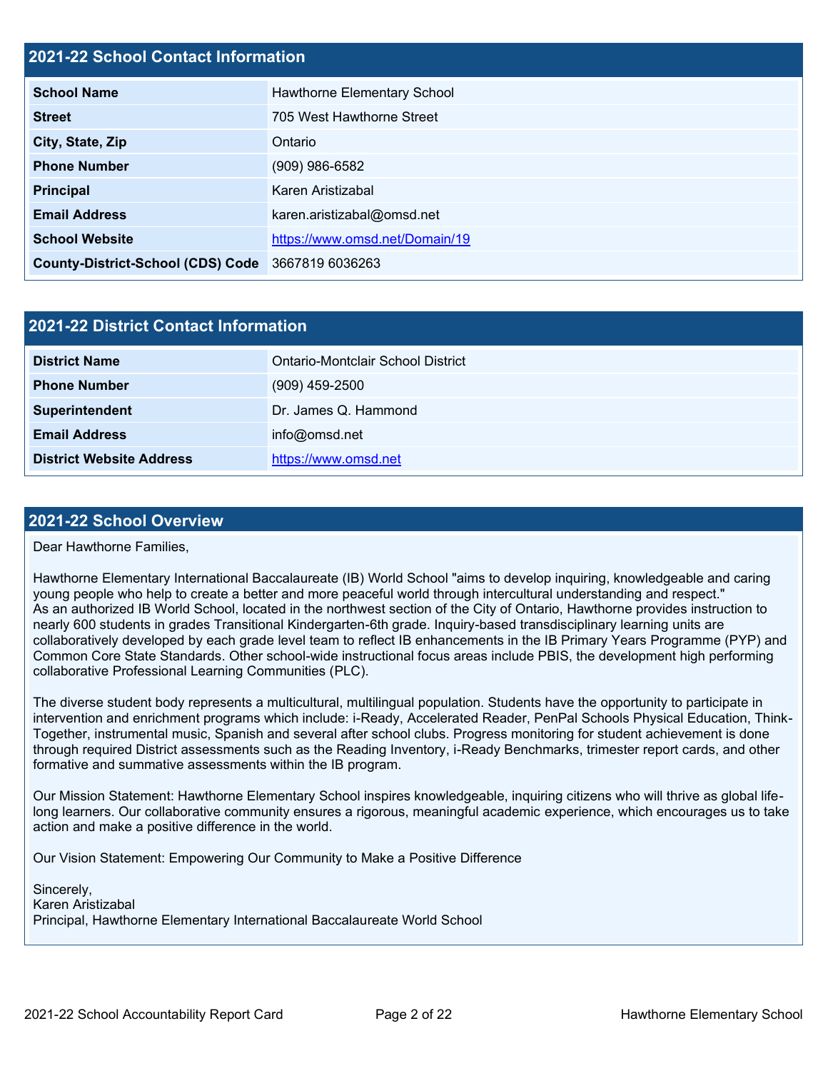## 2021-22 School Contact Information

| | |
|---|---|
| **School Name** | Hawthorne Elementary School |
| **Street** | 705 West Hawthorne Street |
| **City, State, Zip** | Ontario |
| **Phone Number** | (909) 986-6582 |
| **Principal** | Karen Aristizabal |
| **Email Address** | karen.aristizabal@omsd.net |
| **School Website** | https://www.omsd.net/Domain/19 |
| **County-District-School (CDS) Code** | 3667819 6036263 |

## 2021-22 District Contact Information

| | |
|---|---|
| **District Name** | Ontario-Montclair School District |
| **Phone Number** | (909) 459-2500 |
| **Superintendent** | Dr. James Q. Hammond |
| **Email Address** | info@omsd.net |
| **District Website Address** | https://www.omsd.net |

## 2021-22 School Overview

Dear Hawthorne Families,

Hawthorne Elementary International Baccalaureate (IB) World School "aims to develop inquiring, knowledgeable and caring young people who help to create a better and more peaceful world through intercultural understanding and respect."
As an authorized IB World School, located in the northwest section of the City of Ontario, Hawthorne provides instruction to nearly 600 students in grades Transitional Kindergarten-6th grade. Inquiry-based transdisciplinary learning units are collaboratively developed by each grade level team to reflect IB enhancements in the IB Primary Years Programme (PYP) and Common Core State Standards. Other school-wide instructional focus areas include PBIS, the development high performing collaborative Professional Learning Communities (PLC).

The diverse student body represents a multicultural, multilingual population. Students have the opportunity to participate in intervention and enrichment programs which include: i-Ready, Accelerated Reader, PenPal Schools Physical Education, Think-Together, instrumental music, Spanish and several after school clubs. Progress monitoring for student achievement is done through required District assessments such as the Reading Inventory, i-Ready Benchmarks, trimester report cards, and other formative and summative assessments within the IB program.

Our Mission Statement: Hawthorne Elementary School inspires knowledgeable, inquiring citizens who will thrive as global life-long learners. Our collaborative community ensures a rigorous, meaningful academic experience, which encourages us to take action and make a positive difference in the world.

Our Vision Statement: Empowering Our Community to Make a Positive Difference

Sincerely,
Karen Aristizabal
Principal, Hawthorne Elementary International Baccalaureate World School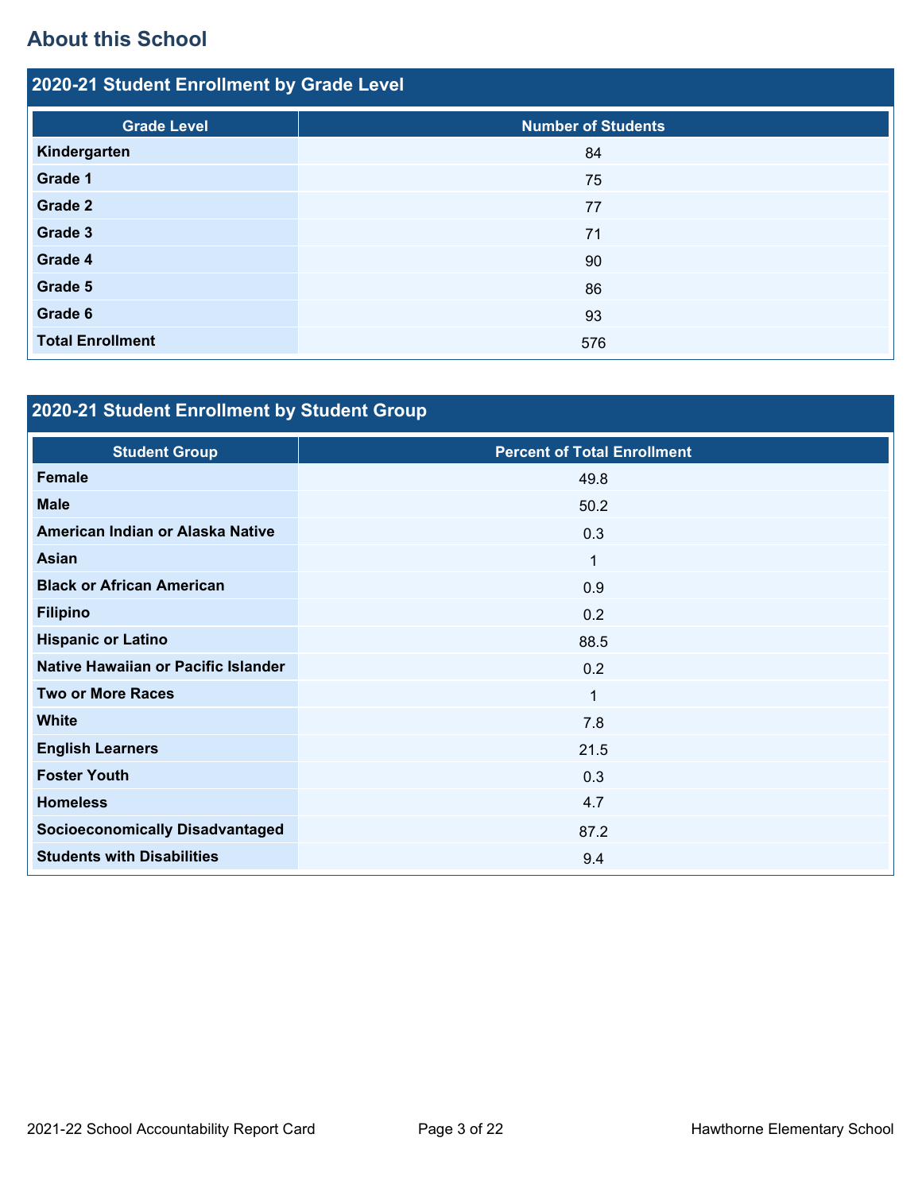## About this School

### 2020-21 Student Enrollment by Grade Level

| Grade Level | Number of Students |
|---|---|
| Kindergarten | 84 |
| Grade 1 | 75 |
| Grade 2 | 77 |
| Grade 3 | 71 |
| Grade 4 | 90 |
| Grade 5 | 86 |
| Grade 6 | 93 |
| Total Enrollment | 576 |

### 2020-21 Student Enrollment by Student Group

| Student Group | Percent of Total Enrollment |
|---|---|
| Female | 49.8 |
| Male | 50.2 |
| American Indian or Alaska Native | 0.3 |
| Asian | 1 |
| Black or African American | 0.9 |
| Filipino | 0.2 |
| Hispanic or Latino | 88.5 |
| Native Hawaiian or Pacific Islander | 0.2 |
| Two or More Races | 1 |
| White | 7.8 |
| English Learners | 21.5 |
| Foster Youth | 0.3 |
| Homeless | 4.7 |
| Socioeconomically Disadvantaged | 87.2 |
| Students with Disabilities | 9.4 |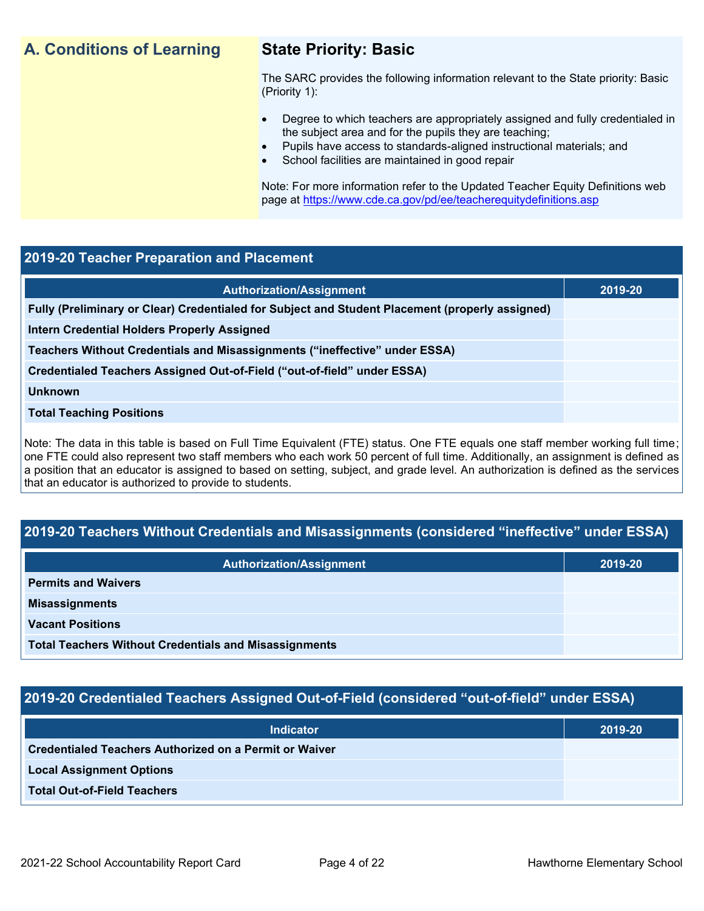## A. Conditions of Learning

### State Priority: Basic

The SARC provides the following information relevant to the State priority: Basic (Priority 1):

- Degree to which teachers are appropriately assigned and fully credentialed in the subject area and for the pupils they are teaching;
- Pupils have access to standards-aligned instructional materials; and
- School facilities are maintained in good repair

Note: For more information refer to the Updated Teacher Equity Definitions web page at https://www.cde.ca.gov/pd/ee/teacherequitydefinitions.asp

### 2019-20 Teacher Preparation and Placement

| Authorization/Assignment | 2019-20 |
|---|---|
| Fully (Preliminary or Clear) Credentialed for Subject and Student Placement (properly assigned) | |
| Intern Credential Holders Properly Assigned | |
| Teachers Without Credentials and Misassignments ("ineffective" under ESSA) | |
| Credentialed Teachers Assigned Out-of-Field ("out-of-field" under ESSA) | |
| Unknown | |
| Total Teaching Positions | |

Note: The data in this table is based on Full Time Equivalent (FTE) status. One FTE equals one staff member working full time; one FTE could also represent two staff members who each work 50 percent of full time. Additionally, an assignment is defined as a position that an educator is assigned to based on setting, subject, and grade level. An authorization is defined as the services that an educator is authorized to provide to students.

### 2019-20 Teachers Without Credentials and Misassignments (considered "ineffective" under ESSA)

| Authorization/Assignment | 2019-20 |
|---|---|
| Permits and Waivers | |
| Misassignments | |
| Vacant Positions | |
| Total Teachers Without Credentials and Misassignments | |

### 2019-20 Credentialed Teachers Assigned Out-of-Field (considered "out-of-field" under ESSA)

| Indicator | 2019-20 |
|---|---|
| Credentialed Teachers Authorized on a Permit or Waiver | |
| Local Assignment Options | |
| Total Out-of-Field Teachers | |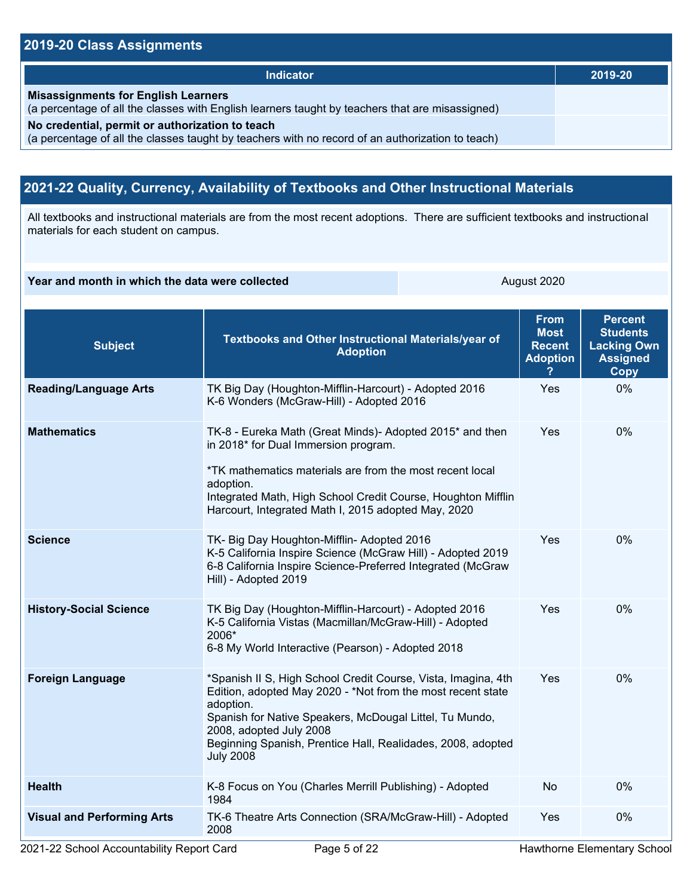## 2019-20 Class Assignments

| Indicator | 2019-20 |
|---|---|
| **Misassignments for English Learners** (a percentage of all the classes with English learners taught by teachers that are misassigned) | |
| **No credential, permit or authorization to teach** (a percentage of all the classes taught by teachers with no record of an authorization to teach) | |

## 2021-22 Quality, Currency, Availability of Textbooks and Other Instructional Materials

All textbooks and instructional materials are from the most recent adoptions. There are sufficient textbooks and instructional materials for each student on campus.

| **Year and month in which the data were collected** | August 2020 |
|---|---|

| Subject | Textbooks and Other Instructional Materials/year of Adoption | From Most Recent Adoption ? | Percent Students Lacking Own Assigned Copy |
|---|---|---|---|
| **Reading/Language Arts** | TK Big Day (Houghton-Mifflin-Harcourt) - Adopted 2016<br>K-6 Wonders (McGraw-Hill) - Adopted 2016 | Yes | 0% |
| **Mathematics** | TK-8 - Eureka Math (Great Minds)- Adopted 2015* and then in 2018* for Dual Immersion program.<br><br>*TK mathematics materials are from the most recent local adoption.<br>Integrated Math, High School Credit Course, Houghton Mifflin Harcourt, Integrated Math I, 2015 adopted May, 2020 | Yes | 0% |
| **Science** | TK- Big Day Houghton-Mifflin- Adopted 2016<br>K-5 California Inspire Science (McGraw Hill) - Adopted 2019<br>6-8 California Inspire Science-Preferred Integrated (McGraw Hill) - Adopted 2019 | Yes | 0% |
| **History-Social Science** | TK Big Day (Houghton-Mifflin-Harcourt) - Adopted 2016<br>K-5 California Vistas (Macmillan/McGraw-Hill) - Adopted 2006*<br>6-8 My World Interactive (Pearson) - Adopted 2018 | Yes | 0% |
| **Foreign Language** | *Spanish II S, High School Credit Course, Vista, Imagina, 4th Edition, adopted May 2020 - *Not from the most recent state adoption.<br>Spanish for Native Speakers, McDougal Littel, Tu Mundo, 2008, adopted July 2008<br>Beginning Spanish, Prentice Hall, Realidades, 2008, adopted July 2008 | Yes | 0% |
| **Health** | K-8 Focus on You (Charles Merrill Publishing) - Adopted 1984 | No | 0% |
| **Visual and Performing Arts** | TK-6 Theatre Arts Connection (SRA/McGraw-Hill) - Adopted 2008 | Yes | 0% |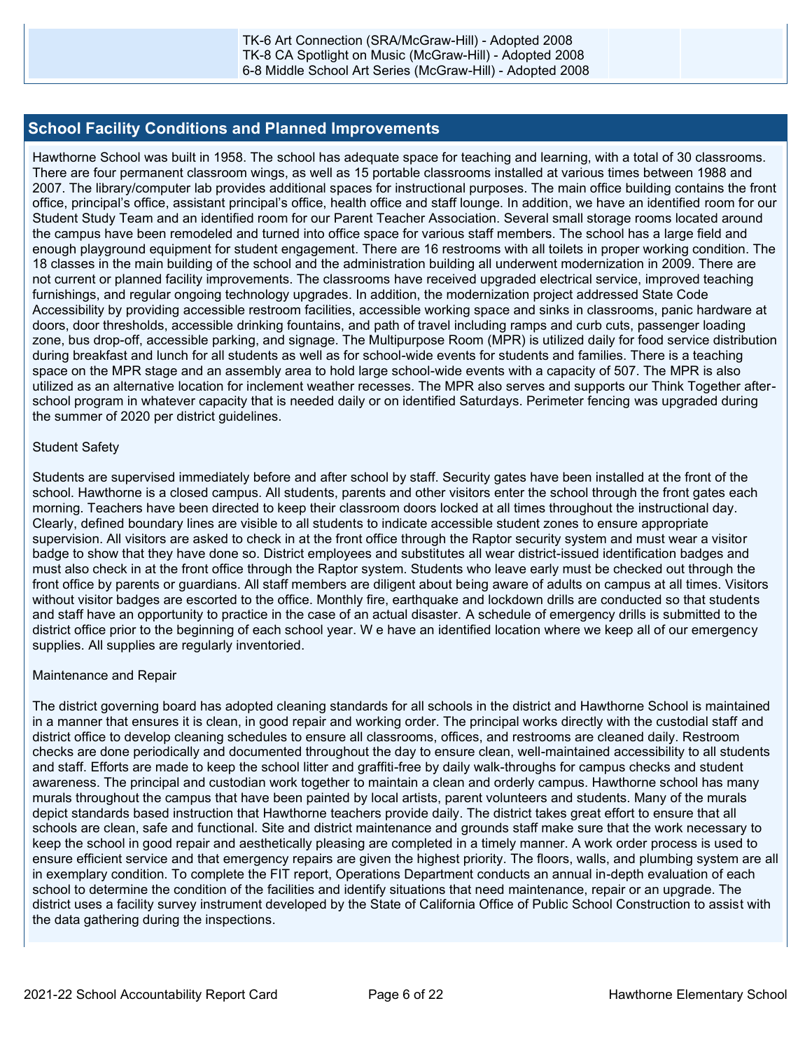| | TK-6 Art Connection (SRA/McGraw-Hill) - Adopted 2008<br>TK-8 CA Spotlight on Music (McGraw-Hill) - Adopted 2008<br>6-8 Middle School Art Series (McGraw-Hill) - Adopted 2008 | | |
|---|---|---|---|

## School Facility Conditions and Planned Improvements

Hawthorne School was built in 1958. The school has adequate space for teaching and learning, with a total of 30 classrooms. There are four permanent classroom wings, as well as 15 portable classrooms installed at various times between 1988 and 2007. The library/computer lab provides additional spaces for instructional purposes. The main office building contains the front office, principal's office, assistant principal's office, health office and staff lounge. In addition, we have an identified room for our Student Study Team and an identified room for our Parent Teacher Association. Several small storage rooms located around the campus have been remodeled and turned into office space for various staff members. The school has a large field and enough playground equipment for student engagement. There are 16 restrooms with all toilets in proper working condition. The 18 classes in the main building of the school and the administration building all underwent modernization in 2009. There are not current or planned facility improvements. The classrooms have received upgraded electrical service, improved teaching furnishings, and regular ongoing technology upgrades. In addition, the modernization project addressed State Code Accessibility by providing accessible restroom facilities, accessible working space and sinks in classrooms, panic hardware at doors, door thresholds, accessible drinking fountains, and path of travel including ramps and curb cuts, passenger loading zone, bus drop-off, accessible parking, and signage. The Multipurpose Room (MPR) is utilized daily for food service distribution during breakfast and lunch for all students as well as for school-wide events for students and families. There is a teaching space on the MPR stage and an assembly area to hold large school-wide events with a capacity of 507. The MPR is also utilized as an alternative location for inclement weather recesses. The MPR also serves and supports our Think Together after-school program in whatever capacity that is needed daily or on identified Saturdays. Perimeter fencing was upgraded during the summer of 2020 per district guidelines.

Student Safety

Students are supervised immediately before and after school by staff. Security gates have been installed at the front of the school. Hawthorne is a closed campus. All students, parents and other visitors enter the school through the front gates each morning. Teachers have been directed to keep their classroom doors locked at all times throughout the instructional day. Clearly, defined boundary lines are visible to all students to indicate accessible student zones to ensure appropriate supervision. All visitors are asked to check in at the front office through the Raptor security system and must wear a visitor badge to show that they have done so. District employees and substitutes all wear district-issued identification badges and must also check in at the front office through the Raptor system. Students who leave early must be checked out through the front office by parents or guardians. All staff members are diligent about being aware of adults on campus at all times. Visitors without visitor badges are escorted to the office. Monthly fire, earthquake and lockdown drills are conducted so that students and staff have an opportunity to practice in the case of an actual disaster. A schedule of emergency drills is submitted to the district office prior to the beginning of each school year. W e have an identified location where we keep all of our emergency supplies. All supplies are regularly inventoried.

Maintenance and Repair

The district governing board has adopted cleaning standards for all schools in the district and Hawthorne School is maintained in a manner that ensures it is clean, in good repair and working order. The principal works directly with the custodial staff and district office to develop cleaning schedules to ensure all classrooms, offices, and restrooms are cleaned daily. Restroom checks are done periodically and documented throughout the day to ensure clean, well-maintained accessibility to all students and staff. Efforts are made to keep the school litter and graffiti-free by daily walk-throughs for campus checks and student awareness. The principal and custodian work together to maintain a clean and orderly campus. Hawthorne school has many murals throughout the campus that have been painted by local artists, parent volunteers and students. Many of the murals depict standards based instruction that Hawthorne teachers provide daily. The district takes great effort to ensure that all schools are clean, safe and functional. Site and district maintenance and grounds staff make sure that the work necessary to keep the school in good repair and aesthetically pleasing are completed in a timely manner. A work order process is used to ensure efficient service and that emergency repairs are given the highest priority. The floors, walls, and plumbing system are all in exemplary condition. To complete the FIT report, Operations Department conducts an annual in-depth evaluation of each school to determine the condition of the facilities and identify situations that need maintenance, repair or an upgrade. The district uses a facility survey instrument developed by the State of California Office of Public School Construction to assist with the data gathering during the inspections.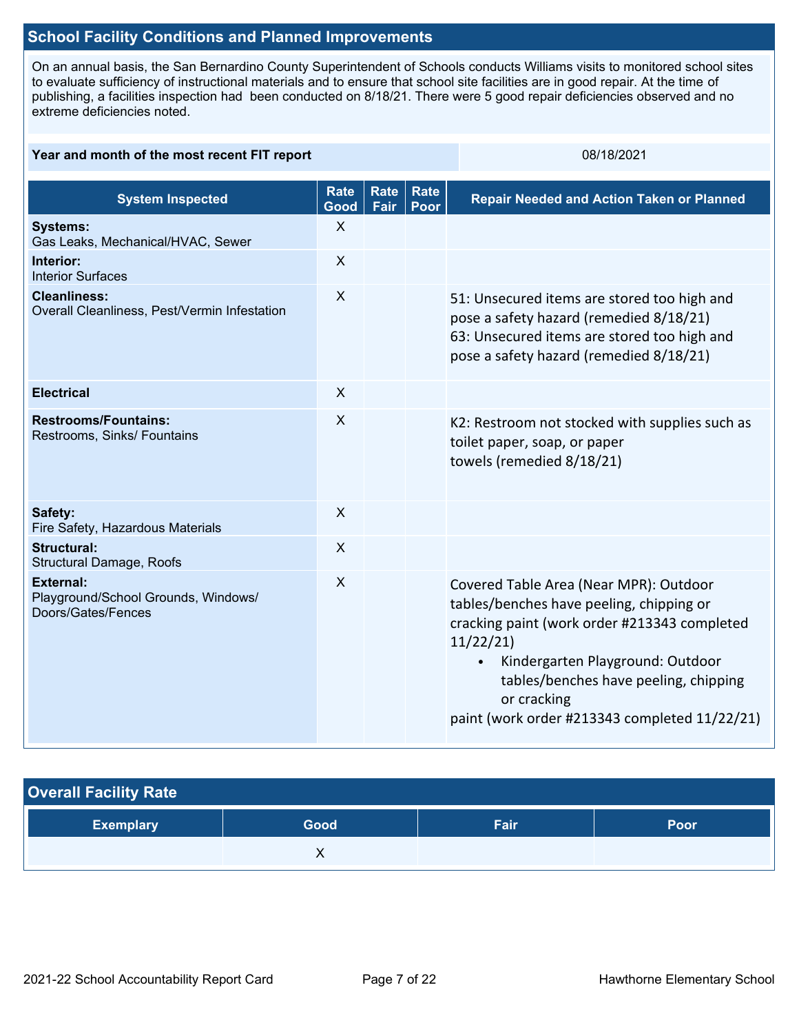## School Facility Conditions and Planned Improvements

On an annual basis, the San Bernardino County Superintendent of Schools conducts Williams visits to monitored school sites to evaluate sufficiency of instructional materials and to ensure that school site facilities are in good repair. At the time of publishing, a facilities inspection had been conducted on 8/18/21. There were 5 good repair deficiencies observed and no extreme deficiencies noted.

| Year and month of the most recent FIT report | 08/18/2021 |
|---|---|

| System Inspected | Rate Good | Rate Fair | Rate Poor | Repair Needed and Action Taken or Planned |
|---|---|---|---|---|
| **Systems:** Gas Leaks, Mechanical/HVAC, Sewer | X | | | |
| **Interior:** Interior Surfaces | X | | | |
| **Cleanliness:** Overall Cleanliness, Pest/Vermin Infestation | X | | | 51: Unsecured items are stored too high and pose a safety hazard (remedied 8/18/21) 63: Unsecured items are stored too high and pose a safety hazard (remedied 8/18/21) |
| **Electrical** | X | | | |
| **Restrooms/Fountains:** Restrooms, Sinks/ Fountains | X | | | K2: Restroom not stocked with supplies such as toilet paper, soap, or paper towels (remedied 8/18/21) |
| **Safety:** Fire Safety, Hazardous Materials | X | | | |
| **Structural:** Structural Damage, Roofs | X | | | |
| **External:** Playground/School Grounds, Windows/ Doors/Gates/Fences | X | | | Covered Table Area (Near MPR): Outdoor tables/benches have peeling, chipping or cracking paint (work order #213343 completed 11/22/21) • Kindergarten Playground: Outdoor tables/benches have peeling, chipping or cracking paint (work order #213343 completed 11/22/21) |

## Overall Facility Rate

| Exemplary | Good | Fair | Poor |
|---|---|---|---|
| | X | | |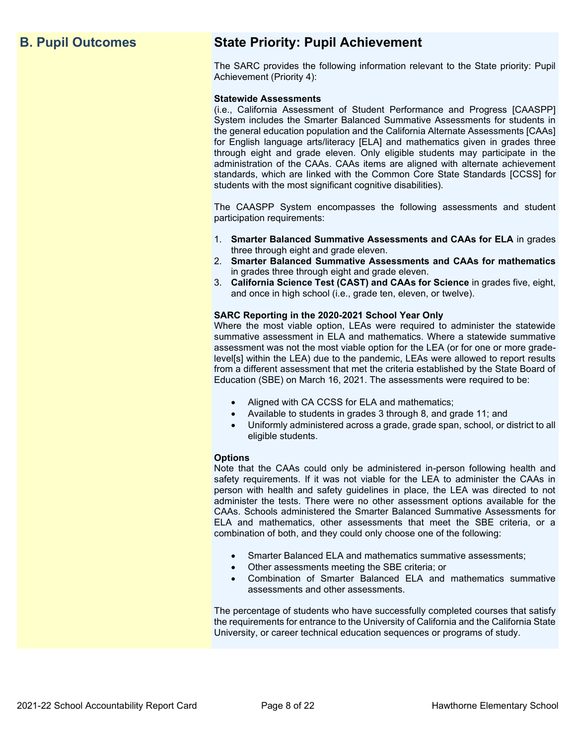## B. Pupil Outcomes

## State Priority: Pupil Achievement

The SARC provides the following information relevant to the State priority: Pupil Achievement (Priority 4):

**Statewide Assessments**
(i.e., California Assessment of Student Performance and Progress [CAASPP] System includes the Smarter Balanced Summative Assessments for students in the general education population and the California Alternate Assessments [CAAs] for English language arts/literacy [ELA] and mathematics given in grades three through eight and grade eleven. Only eligible students may participate in the administration of the CAAs. CAAs items are aligned with alternate achievement standards, which are linked with the Common Core State Standards [CCSS] for students with the most significant cognitive disabilities).

The CAASPP System encompasses the following assessments and student participation requirements:

1. **Smarter Balanced Summative Assessments and CAAs for ELA** in grades three through eight and grade eleven.
2. **Smarter Balanced Summative Assessments and CAAs for mathematics** in grades three through eight and grade eleven.
3. **California Science Test (CAST) and CAAs for Science** in grades five, eight, and once in high school (i.e., grade ten, eleven, or twelve).

**SARC Reporting in the 2020-2021 School Year Only**
Where the most viable option, LEAs were required to administer the statewide summative assessment in ELA and mathematics. Where a statewide summative assessment was not the most viable option for the LEA (or for one or more grade-level[s] within the LEA) due to the pandemic, LEAs were allowed to report results from a different assessment that met the criteria established by the State Board of Education (SBE) on March 16, 2021. The assessments were required to be:

- Aligned with CA CCSS for ELA and mathematics;
- Available to students in grades 3 through 8, and grade 11; and
- Uniformly administered across a grade, grade span, school, or district to all eligible students.

**Options**
Note that the CAAs could only be administered in-person following health and safety requirements. If it was not viable for the LEA to administer the CAAs in person with health and safety guidelines in place, the LEA was directed to not administer the tests. There were no other assessment options available for the CAAs. Schools administered the Smarter Balanced Summative Assessments for ELA and mathematics, other assessments that meet the SBE criteria, or a combination of both, and they could only choose one of the following:

- Smarter Balanced ELA and mathematics summative assessments;
- Other assessments meeting the SBE criteria; or
- Combination of Smarter Balanced ELA and mathematics summative assessments and other assessments.

The percentage of students who have successfully completed courses that satisfy the requirements for entrance to the University of California and the California State University, or career technical education sequences or programs of study.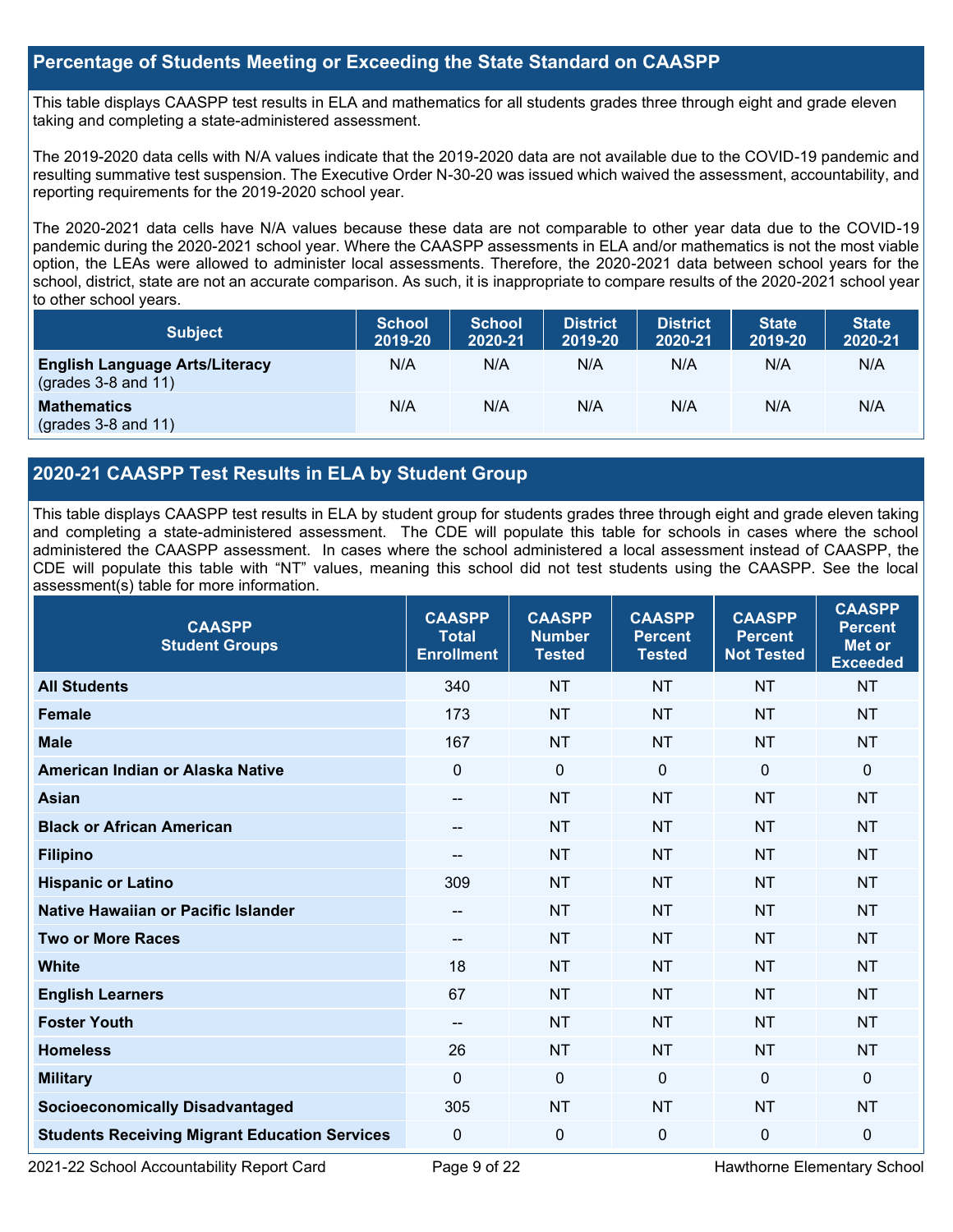## Percentage of Students Meeting or Exceeding the State Standard on CAASPP

This table displays CAASPP test results in ELA and mathematics for all students grades three through eight and grade eleven taking and completing a state-administered assessment.

The 2019-2020 data cells with N/A values indicate that the 2019-2020 data are not available due to the COVID-19 pandemic and resulting summative test suspension. The Executive Order N-30-20 was issued which waived the assessment, accountability, and reporting requirements for the 2019-2020 school year.

The 2020-2021 data cells have N/A values because these data are not comparable to other year data due to the COVID-19 pandemic during the 2020-2021 school year. Where the CAASPP assessments in ELA and/or mathematics is not the most viable option, the LEAs were allowed to administer local assessments. Therefore, the 2020-2021 data between school years for the school, district, state are not an accurate comparison. As such, it is inappropriate to compare results of the 2020-2021 school year to other school years.

| Subject | School 2019-20 | School 2020-21 | District 2019-20 | District 2020-21 | State 2019-20 | State 2020-21 |
|---|---|---|---|---|---|---|
| **English Language Arts/Literacy** (grades 3-8 and 11) | N/A | N/A | N/A | N/A | N/A | N/A |
| **Mathematics** (grades 3-8 and 11) | N/A | N/A | N/A | N/A | N/A | N/A |

## 2020-21 CAASPP Test Results in ELA by Student Group

This table displays CAASPP test results in ELA by student group for students grades three through eight and grade eleven taking and completing a state-administered assessment. The CDE will populate this table for schools in cases where the school administered the CAASPP assessment. In cases where the school administered a local assessment instead of CAASPP, the CDE will populate this table with "NT" values, meaning this school did not test students using the CAASPP. See the local assessment(s) table for more information.

| CAASPP Student Groups | CAASPP Total Enrollment | CAASPP Number Tested | CAASPP Percent Tested | CAASPP Percent Not Tested | CAASPP Percent Met or Exceeded |
|---|---|---|---|---|---|
| **All Students** | 340 | NT | NT | NT | NT |
| **Female** | 173 | NT | NT | NT | NT |
| **Male** | 167 | NT | NT | NT | NT |
| **American Indian or Alaska Native** | 0 | 0 | 0 | 0 | 0 |
| **Asian** | -- | NT | NT | NT | NT |
| **Black or African American** | -- | NT | NT | NT | NT |
| **Filipino** | -- | NT | NT | NT | NT |
| **Hispanic or Latino** | 309 | NT | NT | NT | NT |
| **Native Hawaiian or Pacific Islander** | -- | NT | NT | NT | NT |
| **Two or More Races** | -- | NT | NT | NT | NT |
| **White** | 18 | NT | NT | NT | NT |
| **English Learners** | 67 | NT | NT | NT | NT |
| **Foster Youth** | -- | NT | NT | NT | NT |
| **Homeless** | 26 | NT | NT | NT | NT |
| **Military** | 0 | 0 | 0 | 0 | 0 |
| **Socioeconomically Disadvantaged** | 305 | NT | NT | NT | NT |
| **Students Receiving Migrant Education Services** | 0 | 0 | 0 | 0 | 0 |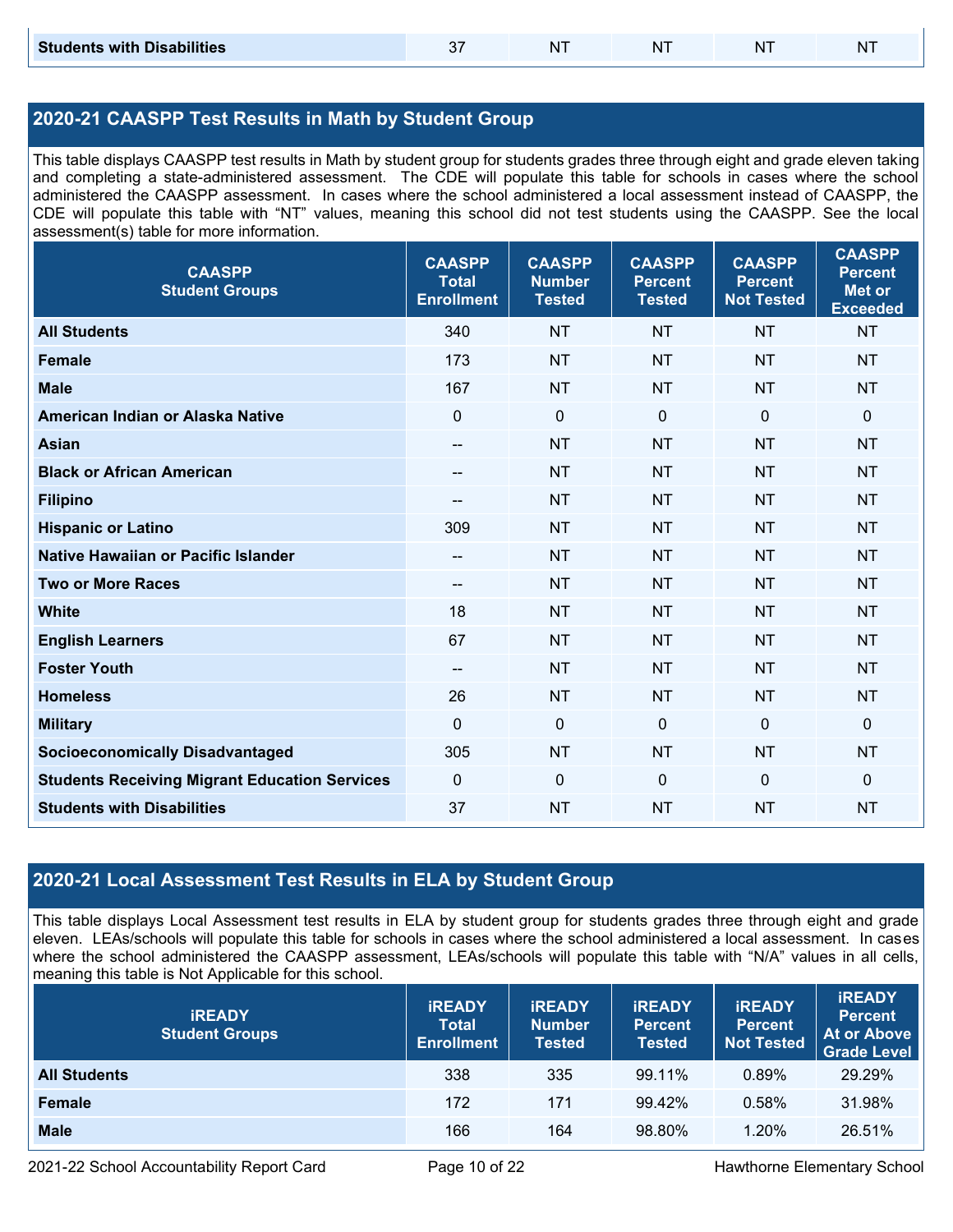| Students with Disabilities | 37 | NT | NT | NT | NT |
|---|---|---|---|---|---|

## 2020-21 CAASPP Test Results in Math by Student Group

This table displays CAASPP test results in Math by student group for students grades three through eight and grade eleven taking and completing a state-administered assessment. The CDE will populate this table for schools in cases where the school administered the CAASPP assessment. In cases where the school administered a local assessment instead of CAASPP, the CDE will populate this table with "NT" values, meaning this school did not test students using the CAASPP. See the local assessment(s) table for more information.

| CAASPP Student Groups | CAASPP Total Enrollment | CAASPP Number Tested | CAASPP Percent Tested | CAASPP Percent Not Tested | CAASPP Percent Met or Exceeded |
|---|---|---|---|---|---|
| **All Students** | 340 | NT | NT | NT | NT |
| **Female** | 173 | NT | NT | NT | NT |
| **Male** | 167 | NT | NT | NT | NT |
| **American Indian or Alaska Native** | 0 | 0 | 0 | 0 | 0 |
| **Asian** | -- | NT | NT | NT | NT |
| **Black or African American** | -- | NT | NT | NT | NT |
| **Filipino** | -- | NT | NT | NT | NT |
| **Hispanic or Latino** | 309 | NT | NT | NT | NT |
| **Native Hawaiian or Pacific Islander** | -- | NT | NT | NT | NT |
| **Two or More Races** | -- | NT | NT | NT | NT |
| **White** | 18 | NT | NT | NT | NT |
| **English Learners** | 67 | NT | NT | NT | NT |
| **Foster Youth** | -- | NT | NT | NT | NT |
| **Homeless** | 26 | NT | NT | NT | NT |
| **Military** | 0 | 0 | 0 | 0 | 0 |
| **Socioeconomically Disadvantaged** | 305 | NT | NT | NT | NT |
| **Students Receiving Migrant Education Services** | 0 | 0 | 0 | 0 | 0 |
| **Students with Disabilities** | 37 | NT | NT | NT | NT |

## 2020-21 Local Assessment Test Results in ELA by Student Group

This table displays Local Assessment test results in ELA by student group for students grades three through eight and grade eleven. LEAs/schools will populate this table for schools in cases where the school administered a local assessment. In cases where the school administered the CAASPP assessment, LEAs/schools will populate this table with "N/A" values in all cells, meaning this table is Not Applicable for this school.

| iREADY Student Groups | iREADY Total Enrollment | iREADY Number Tested | iREADY Percent Tested | iREADY Percent Not Tested | iREADY Percent At or Above Grade Level |
|---|---|---|---|---|---|
| **All Students** | 338 | 335 | 99.11% | 0.89% | 29.29% |
| **Female** | 172 | 171 | 99.42% | 0.58% | 31.98% |
| **Male** | 166 | 164 | 98.80% | 1.20% | 26.51% |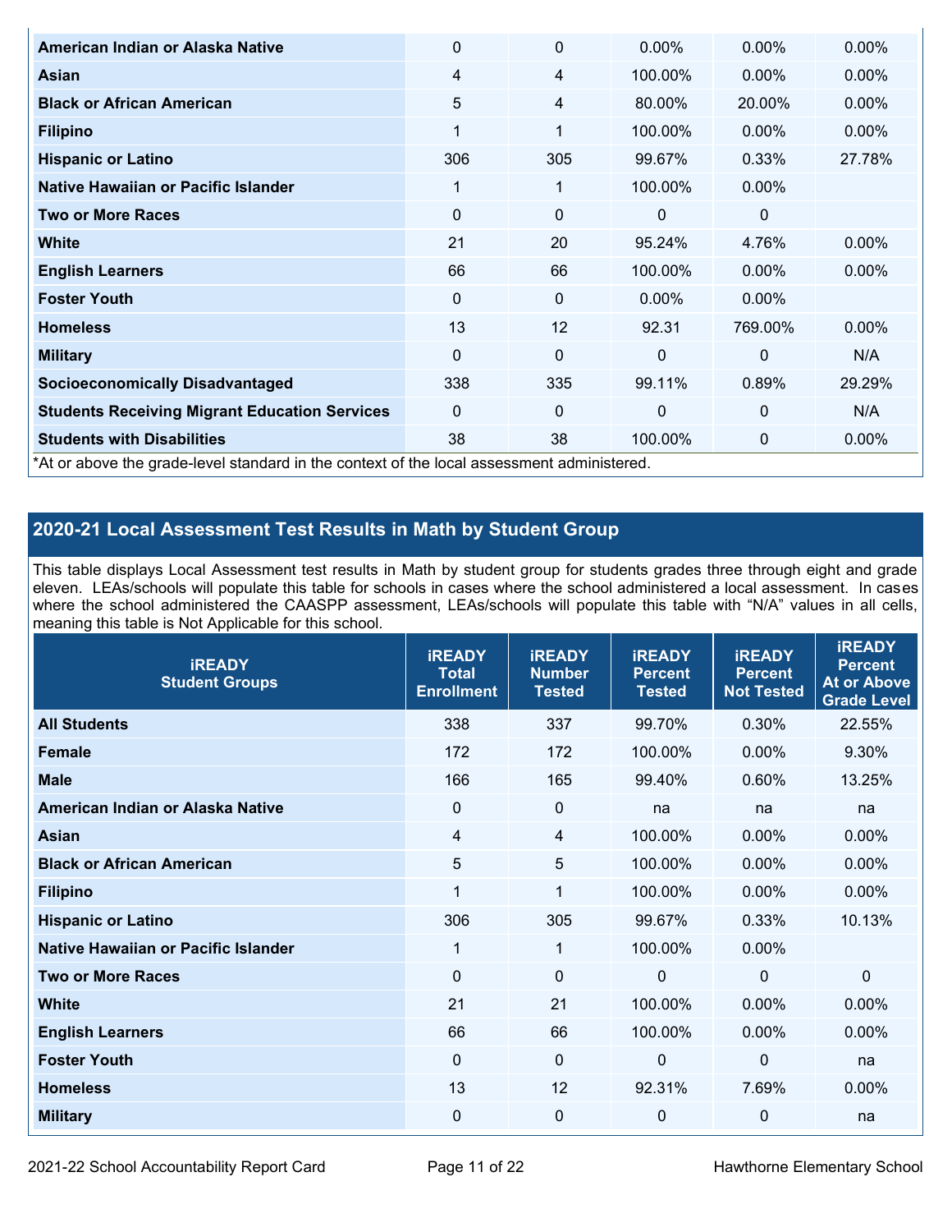| | | | | | |
|---|---|---|---|---|---|
| **American Indian or Alaska Native** | 0 | 0 | 0.00% | 0.00% | 0.00% |
| **Asian** | 4 | 4 | 100.00% | 0.00% | 0.00% |
| **Black or African American** | 5 | 4 | 80.00% | 20.00% | 0.00% |
| **Filipino** | 1 | 1 | 100.00% | 0.00% | 0.00% |
| **Hispanic or Latino** | 306 | 305 | 99.67% | 0.33% | 27.78% |
| **Native Hawaiian or Pacific Islander** | 1 | 1 | 100.00% | 0.00% | |
| **Two or More Races** | 0 | 0 | 0 | 0 | |
| **White** | 21 | 20 | 95.24% | 4.76% | 0.00% |
| **English Learners** | 66 | 66 | 100.00% | 0.00% | 0.00% |
| **Foster Youth** | 0 | 0 | 0.00% | 0.00% | |
| **Homeless** | 13 | 12 | 92.31 | 769.00% | 0.00% |
| **Military** | 0 | 0 | 0 | 0 | N/A |
| **Socioeconomically Disadvantaged** | 338 | 335 | 99.11% | 0.89% | 29.29% |
| **Students Receiving Migrant Education Services** | 0 | 0 | 0 | 0 | N/A |
| **Students with Disabilities** | 38 | 38 | 100.00% | 0 | 0.00% |

*At or above the grade-level standard in the context of the local assessment administered.

## 2020-21 Local Assessment Test Results in Math by Student Group

This table displays Local Assessment test results in Math by student group for students grades three through eight and grade eleven. LEAs/schools will populate this table for schools in cases where the school administered a local assessment. In cases where the school administered the CAASPP assessment, LEAs/schools will populate this table with "N/A" values in all cells, meaning this table is Not Applicable for this school.

| iREADY Student Groups | iREADY Total Enrollment | iREADY Number Tested | iREADY Percent Tested | iREADY Percent Not Tested | iREADY Percent At or Above Grade Level |
|---|---|---|---|---|---|
| **All Students** | 338 | 337 | 99.70% | 0.30% | 22.55% |
| **Female** | 172 | 172 | 100.00% | 0.00% | 9.30% |
| **Male** | 166 | 165 | 99.40% | 0.60% | 13.25% |
| **American Indian or Alaska Native** | 0 | 0 | na | na | na |
| **Asian** | 4 | 4 | 100.00% | 0.00% | 0.00% |
| **Black or African American** | 5 | 5 | 100.00% | 0.00% | 0.00% |
| **Filipino** | 1 | 1 | 100.00% | 0.00% | 0.00% |
| **Hispanic or Latino** | 306 | 305 | 99.67% | 0.33% | 10.13% |
| **Native Hawaiian or Pacific Islander** | 1 | 1 | 100.00% | 0.00% | |
| **Two or More Races** | 0 | 0 | 0 | 0 | 0 |
| **White** | 21 | 21 | 100.00% | 0.00% | 0.00% |
| **English Learners** | 66 | 66 | 100.00% | 0.00% | 0.00% |
| **Foster Youth** | 0 | 0 | 0 | 0 | na |
| **Homeless** | 13 | 12 | 92.31% | 7.69% | 0.00% |
| **Military** | 0 | 0 | 0 | 0 | na |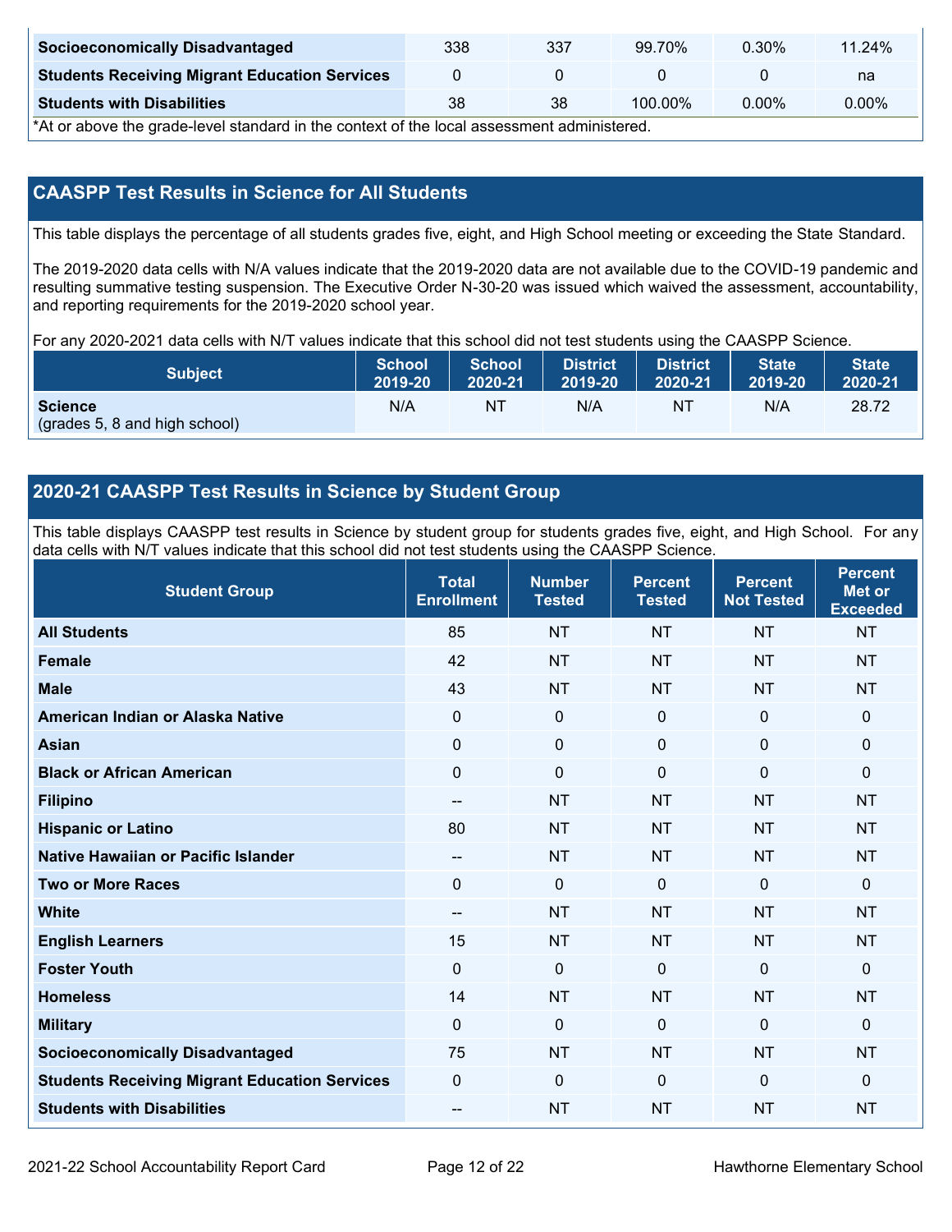| Socioeconomically Disadvantaged | 338 | 337 | 99.70% | 0.30% | 11.24% |
|---|---|---|---|---|---|
| Students Receiving Migrant Education Services | 0 | 0 | 0 | 0 | na |
| Students with Disabilities | 38 | 38 | 100.00% | 0.00% | 0.00% |

*At or above the grade-level standard in the context of the local assessment administered.

## CAASPP Test Results in Science for All Students

This table displays the percentage of all students grades five, eight, and High School meeting or exceeding the State Standard.

The 2019-2020 data cells with N/A values indicate that the 2019-2020 data are not available due to the COVID-19 pandemic and resulting summative testing suspension. The Executive Order N-30-20 was issued which waived the assessment, accountability, and reporting requirements for the 2019-2020 school year.

For any 2020-2021 data cells with N/T values indicate that this school did not test students using the CAASPP Science.

| Subject | School 2019-20 | School 2020-21 | District 2019-20 | District 2020-21 | State 2019-20 | State 2020-21 |
|---|---|---|---|---|---|---|
| **Science** (grades 5, 8 and high school) | N/A | NT | N/A | NT | N/A | 28.72 |

## 2020-21 CAASPP Test Results in Science by Student Group

This table displays CAASPP test results in Science by student group for students grades five, eight, and High School. For any data cells with N/T values indicate that this school did not test students using the CAASPP Science.

| Student Group | Total Enrollment | Number Tested | Percent Tested | Percent Not Tested | Percent Met or Exceeded |
|---|---|---|---|---|---|
| **All Students** | 85 | NT | NT | NT | NT |
| **Female** | 42 | NT | NT | NT | NT |
| **Male** | 43 | NT | NT | NT | NT |
| **American Indian or Alaska Native** | 0 | 0 | 0 | 0 | 0 |
| **Asian** | 0 | 0 | 0 | 0 | 0 |
| **Black or African American** | 0 | 0 | 0 | 0 | 0 |
| **Filipino** | -- | NT | NT | NT | NT |
| **Hispanic or Latino** | 80 | NT | NT | NT | NT |
| **Native Hawaiian or Pacific Islander** | -- | NT | NT | NT | NT |
| **Two or More Races** | 0 | 0 | 0 | 0 | 0 |
| **White** | -- | NT | NT | NT | NT |
| **English Learners** | 15 | NT | NT | NT | NT |
| **Foster Youth** | 0 | 0 | 0 | 0 | 0 |
| **Homeless** | 14 | NT | NT | NT | NT |
| **Military** | 0 | 0 | 0 | 0 | 0 |
| **Socioeconomically Disadvantaged** | 75 | NT | NT | NT | NT |
| **Students Receiving Migrant Education Services** | 0 | 0 | 0 | 0 | 0 |
| **Students with Disabilities** | -- | NT | NT | NT | NT |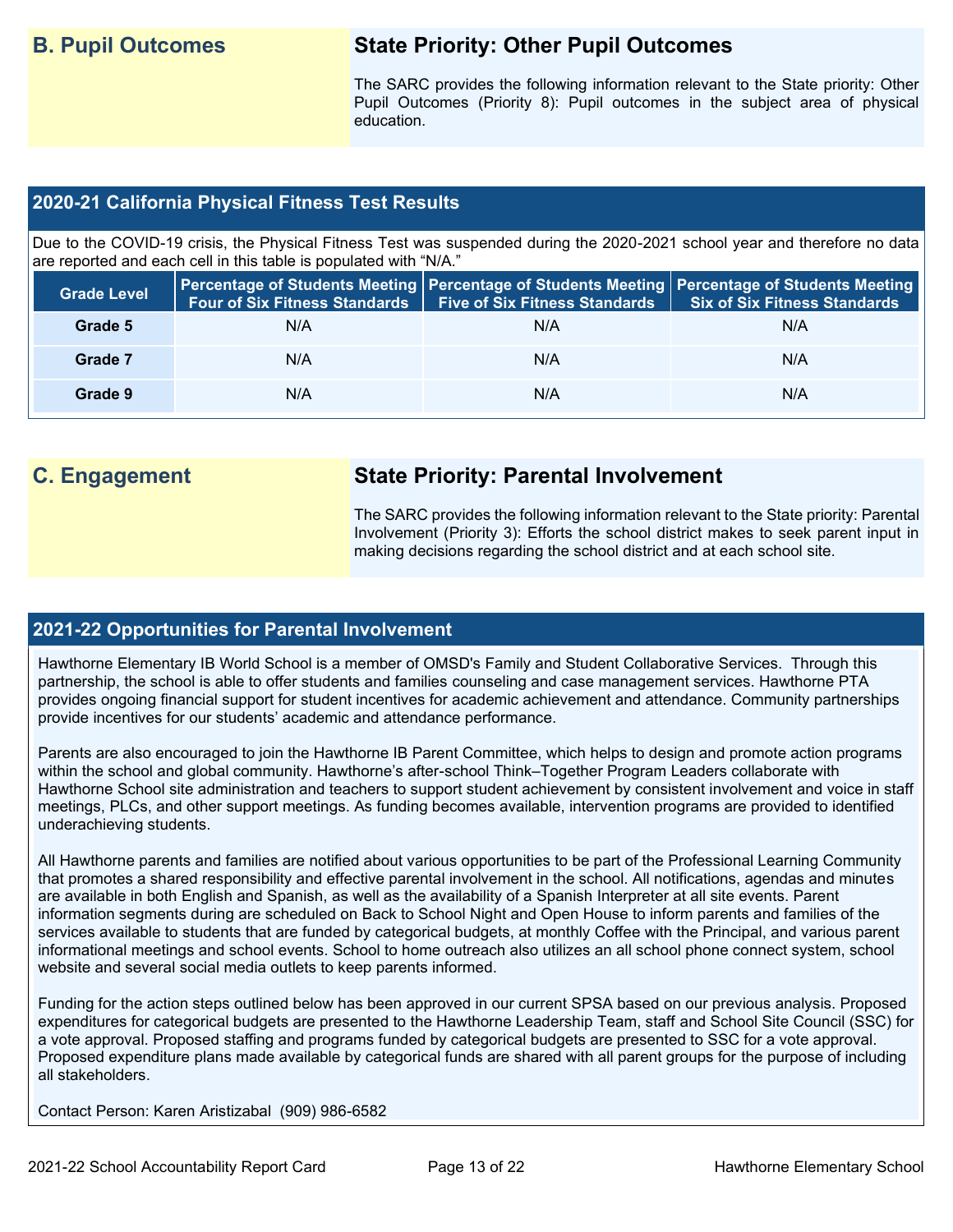## B. Pupil Outcomes

### State Priority: Other Pupil Outcomes

The SARC provides the following information relevant to the State priority: Other Pupil Outcomes (Priority 8): Pupil outcomes in the subject area of physical education.

### 2020-21 California Physical Fitness Test Results

Due to the COVID-19 crisis, the Physical Fitness Test was suspended during the 2020-2021 school year and therefore no data are reported and each cell in this table is populated with "N/A."

| Grade Level | Percentage of Students Meeting Four of Six Fitness Standards | Percentage of Students Meeting Five of Six Fitness Standards | Percentage of Students Meeting Six of Six Fitness Standards |
|---|---|---|---|
| Grade 5 | N/A | N/A | N/A |
| Grade 7 | N/A | N/A | N/A |
| Grade 9 | N/A | N/A | N/A |

## C. Engagement

### State Priority: Parental Involvement

The SARC provides the following information relevant to the State priority: Parental Involvement (Priority 3): Efforts the school district makes to seek parent input in making decisions regarding the school district and at each school site.

### 2021-22 Opportunities for Parental Involvement

Hawthorne Elementary IB World School is a member of OMSD's Family and Student Collaborative Services. Through this partnership, the school is able to offer students and families counseling and case management services. Hawthorne PTA provides ongoing financial support for student incentives for academic achievement and attendance. Community partnerships provide incentives for our students' academic and attendance performance.

Parents are also encouraged to join the Hawthorne IB Parent Committee, which helps to design and promote action programs within the school and global community. Hawthorne's after-school Think–Together Program Leaders collaborate with Hawthorne School site administration and teachers to support student achievement by consistent involvement and voice in staff meetings, PLCs, and other support meetings. As funding becomes available, intervention programs are provided to identified underachieving students.

All Hawthorne parents and families are notified about various opportunities to be part of the Professional Learning Community that promotes a shared responsibility and effective parental involvement in the school. All notifications, agendas and minutes are available in both English and Spanish, as well as the availability of a Spanish Interpreter at all site events. Parent information segments during are scheduled on Back to School Night and Open House to inform parents and families of the services available to students that are funded by categorical budgets, at monthly Coffee with the Principal, and various parent informational meetings and school events. School to home outreach also utilizes an all school phone connect system, school website and several social media outlets to keep parents informed.

Funding for the action steps outlined below has been approved in our current SPSA based on our previous analysis. Proposed expenditures for categorical budgets are presented to the Hawthorne Leadership Team, staff and School Site Council (SSC) for a vote approval. Proposed staffing and programs funded by categorical budgets are presented to SSC for a vote approval. Proposed expenditure plans made available by categorical funds are shared with all parent groups for the purpose of including all stakeholders.

Contact Person: Karen Aristizabal (909) 986-6582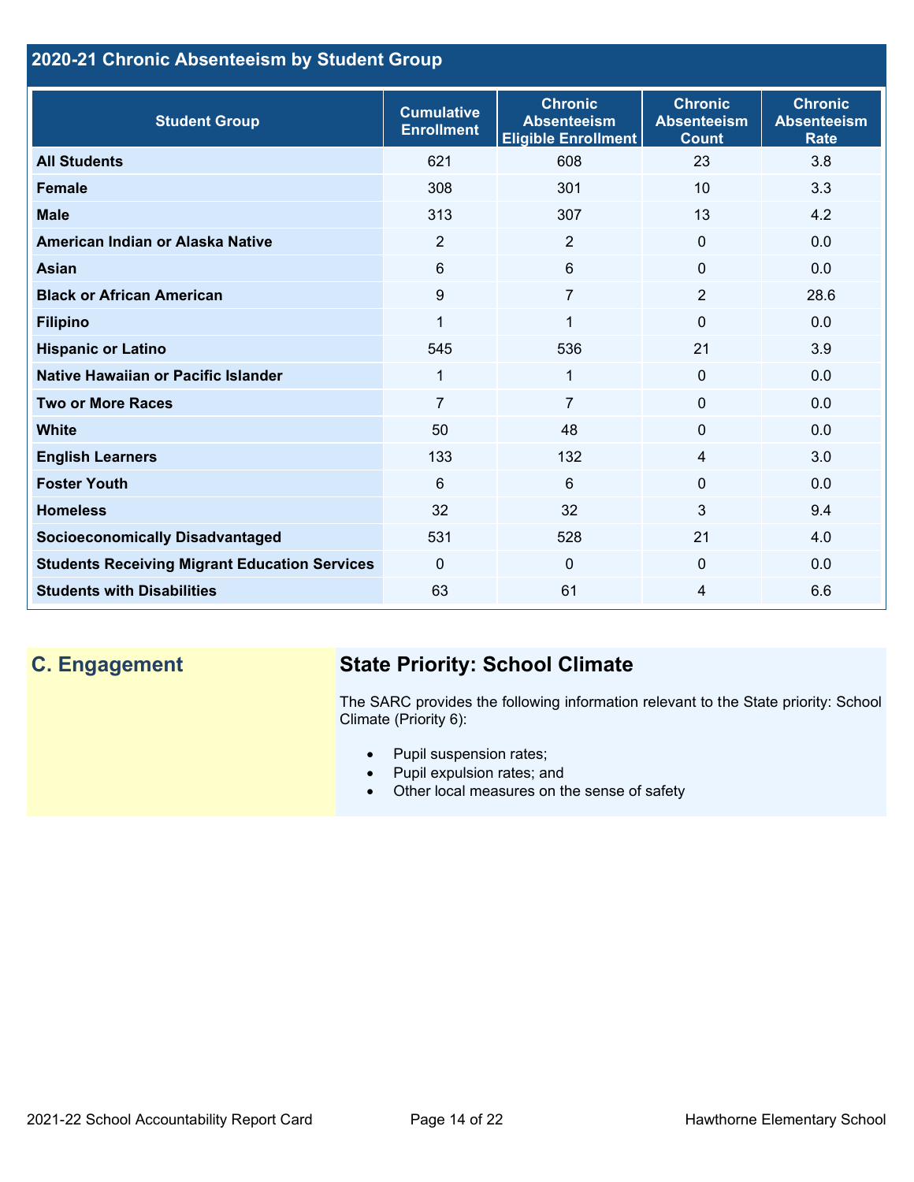## 2020-21 Chronic Absenteeism by Student Group

| Student Group | Cumulative Enrollment | Chronic Absenteeism Eligible Enrollment | Chronic Absenteeism Count | Chronic Absenteeism Rate |
|---|---|---|---|---|
| **All Students** | 621 | 608 | 23 | 3.8 |
| **Female** | 308 | 301 | 10 | 3.3 |
| **Male** | 313 | 307 | 13 | 4.2 |
| **American Indian or Alaska Native** | 2 | 2 | 0 | 0.0 |
| **Asian** | 6 | 6 | 0 | 0.0 |
| **Black or African American** | 9 | 7 | 2 | 28.6 |
| **Filipino** | 1 | 1 | 0 | 0.0 |
| **Hispanic or Latino** | 545 | 536 | 21 | 3.9 |
| **Native Hawaiian or Pacific Islander** | 1 | 1 | 0 | 0.0 |
| **Two or More Races** | 7 | 7 | 0 | 0.0 |
| **White** | 50 | 48 | 0 | 0.0 |
| **English Learners** | 133 | 132 | 4 | 3.0 |
| **Foster Youth** | 6 | 6 | 0 | 0.0 |
| **Homeless** | 32 | 32 | 3 | 9.4 |
| **Socioeconomically Disadvantaged** | 531 | 528 | 21 | 4.0 |
| **Students Receiving Migrant Education Services** | 0 | 0 | 0 | 0.0 |
| **Students with Disabilities** | 63 | 61 | 4 | 6.6 |

## C. Engagement

### State Priority: School Climate

The SARC provides the following information relevant to the State priority: School Climate (Priority 6):

- Pupil suspension rates;
- Pupil expulsion rates; and
- Other local measures on the sense of safety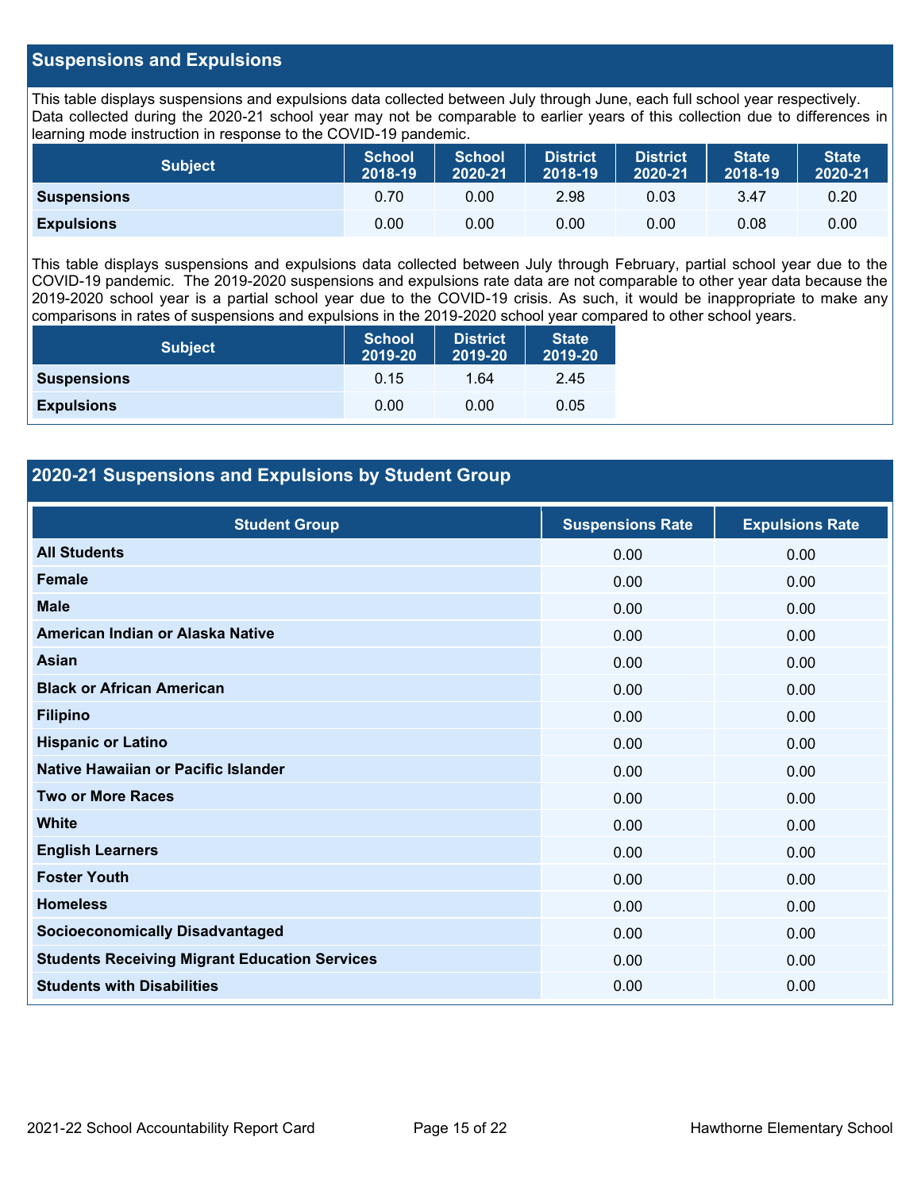## Suspensions and Expulsions

This table displays suspensions and expulsions data collected between July through June, each full school year respectively. Data collected during the 2020-21 school year may not be comparable to earlier years of this collection due to differences in learning mode instruction in response to the COVID-19 pandemic.

| Subject | School 2018-19 | School 2020-21 | District 2018-19 | District 2020-21 | State 2018-19 | State 2020-21 |
|---|---|---|---|---|---|---|
| **Suspensions** | 0.70 | 0.00 | 2.98 | 0.03 | 3.47 | 0.20 |
| **Expulsions** | 0.00 | 0.00 | 0.00 | 0.00 | 0.08 | 0.00 |

This table displays suspensions and expulsions data collected between July through February, partial school year due to the COVID-19 pandemic. The 2019-2020 suspensions and expulsions rate data are not comparable to other year data because the 2019-2020 school year is a partial school year due to the COVID-19 crisis. As such, it would be inappropriate to make any comparisons in rates of suspensions and expulsions in the 2019-2020 school year compared to other school years.

| Subject | School 2019-20 | District 2019-20 | State 2019-20 |
|---|---|---|---|
| **Suspensions** | 0.15 | 1.64 | 2.45 |
| **Expulsions** | 0.00 | 0.00 | 0.05 |

## 2020-21 Suspensions and Expulsions by Student Group

| Student Group | Suspensions Rate | Expulsions Rate |
|---|---|---|
| **All Students** | 0.00 | 0.00 |
| **Female** | 0.00 | 0.00 |
| **Male** | 0.00 | 0.00 |
| **American Indian or Alaska Native** | 0.00 | 0.00 |
| **Asian** | 0.00 | 0.00 |
| **Black or African American** | 0.00 | 0.00 |
| **Filipino** | 0.00 | 0.00 |
| **Hispanic or Latino** | 0.00 | 0.00 |
| **Native Hawaiian or Pacific Islander** | 0.00 | 0.00 |
| **Two or More Races** | 0.00 | 0.00 |
| **White** | 0.00 | 0.00 |
| **English Learners** | 0.00 | 0.00 |
| **Foster Youth** | 0.00 | 0.00 |
| **Homeless** | 0.00 | 0.00 |
| **Socioeconomically Disadvantaged** | 0.00 | 0.00 |
| **Students Receiving Migrant Education Services** | 0.00 | 0.00 |
| **Students with Disabilities** | 0.00 | 0.00 |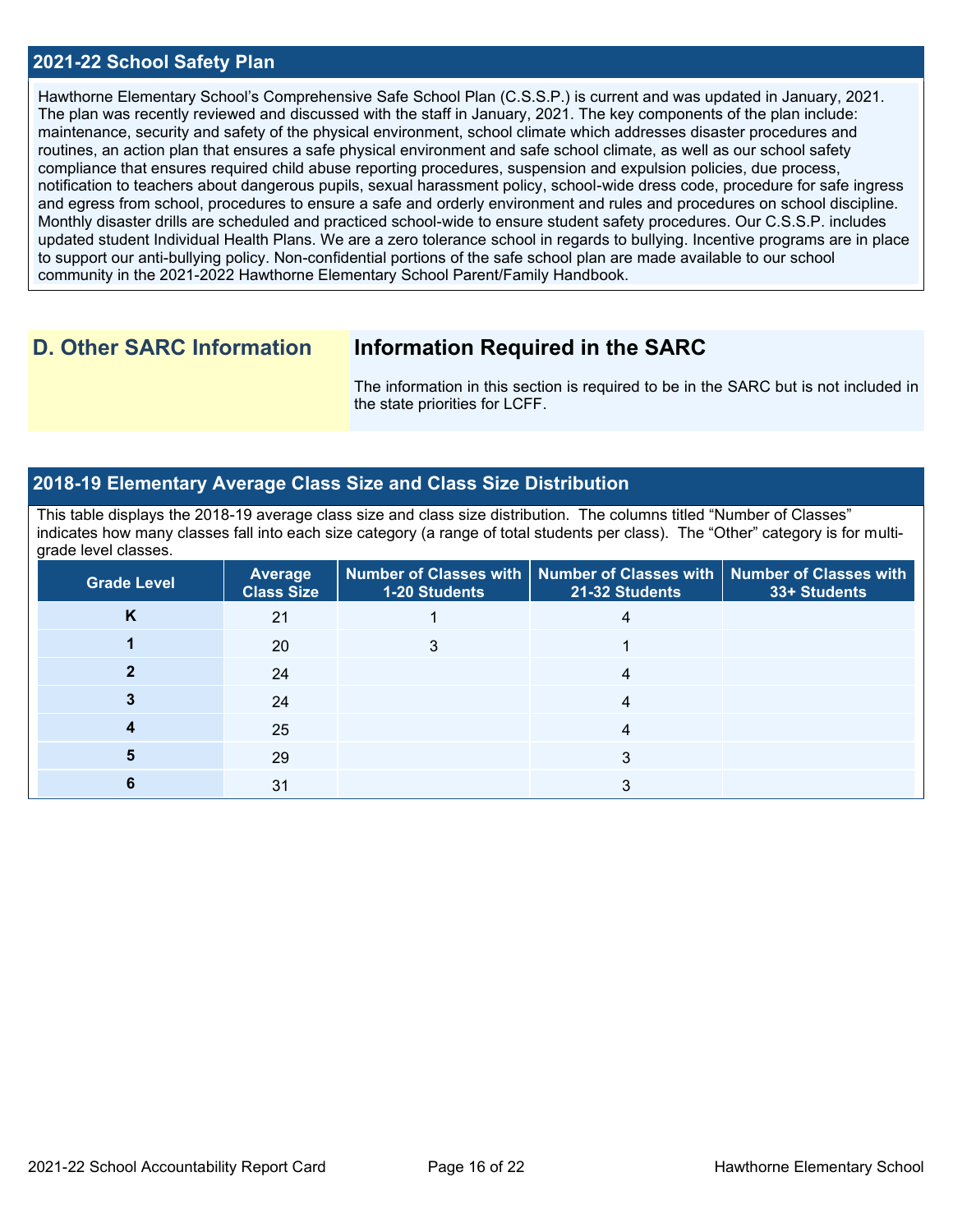## 2021-22 School Safety Plan

Hawthorne Elementary School's Comprehensive Safe School Plan (C.S.S.P.) is current and was updated in January, 2021. The plan was recently reviewed and discussed with the staff in January, 2021. The key components of the plan include: maintenance, security and safety of the physical environment, school climate which addresses disaster procedures and routines, an action plan that ensures a safe physical environment and safe school climate, as well as our school safety compliance that ensures required child abuse reporting procedures, suspension and expulsion policies, due process, notification to teachers about dangerous pupils, sexual harassment policy, school-wide dress code, procedure for safe ingress and egress from school, procedures to ensure a safe and orderly environment and rules and procedures on school discipline. Monthly disaster drills are scheduled and practiced school-wide to ensure student safety procedures. Our C.S.S.P. includes updated student Individual Health Plans. We are a zero tolerance school in regards to bullying. Incentive programs are in place to support our anti-bullying policy. Non-confidential portions of the safe school plan are made available to our school community in the 2021-2022 Hawthorne Elementary School Parent/Family Handbook.

# D. Other SARC Information

## Information Required in the SARC

The information in this section is required to be in the SARC but is not included in the state priorities for LCFF.

## 2018-19 Elementary Average Class Size and Class Size Distribution

This table displays the 2018-19 average class size and class size distribution. The columns titled "Number of Classes" indicates how many classes fall into each size category (a range of total students per class). The "Other" category is for multi-grade level classes.

| Grade Level | Average Class Size | Number of Classes with 1-20 Students | Number of Classes with 21-32 Students | Number of Classes with 33+ Students |
|---|---|---|---|---|
| K | 21 | 1 | 4 | |
| 1 | 20 | 3 | 1 | |
| 2 | 24 | | 4 | |
| 3 | 24 | | 4 | |
| 4 | 25 | | 4 | |
| 5 | 29 | | 3 | |
| 6 | 31 | | 3 | |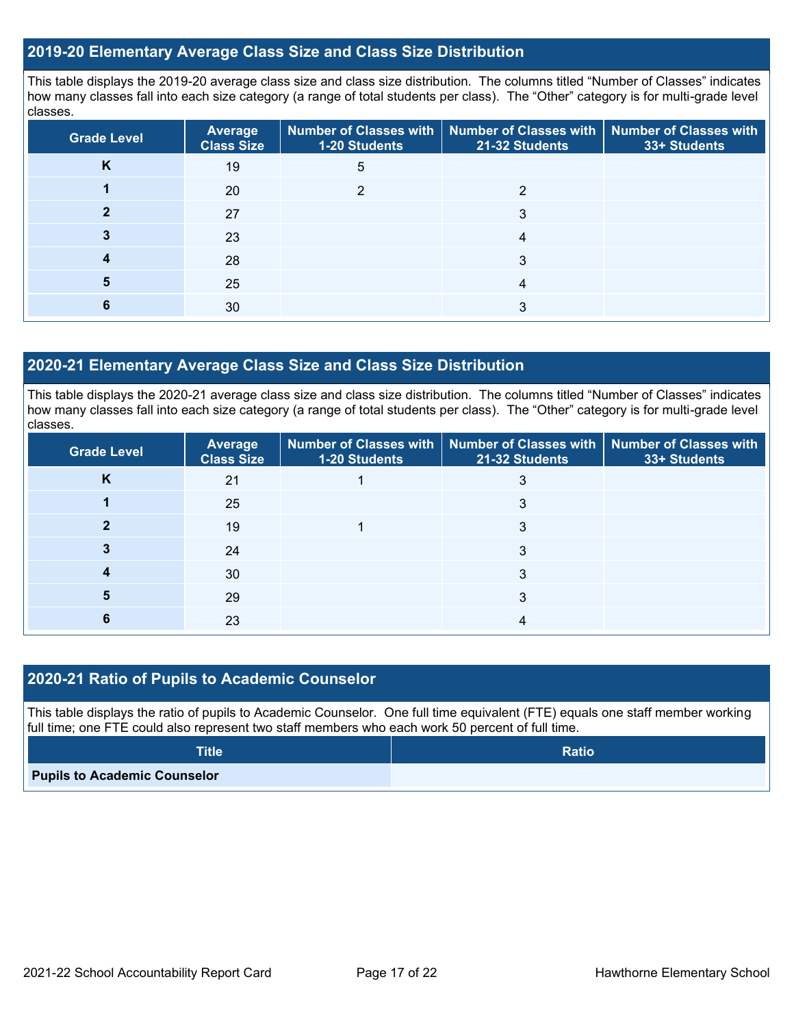## 2019-20 Elementary Average Class Size and Class Size Distribution

This table displays the 2019-20 average class size and class size distribution. The columns titled "Number of Classes" indicates how many classes fall into each size category (a range of total students per class). The "Other" category is for multi-grade level classes.

| Grade Level | Average Class Size | Number of Classes with 1-20 Students | Number of Classes with 21-32 Students | Number of Classes with 33+ Students |
|---|---|---|---|---|
| K | 19 | 5 | | |
| 1 | 20 | 2 | 2 | |
| 2 | 27 | | 3 | |
| 3 | 23 | | 4 | |
| 4 | 28 | | 3 | |
| 5 | 25 | | 4 | |
| 6 | 30 | | 3 | |

## 2020-21 Elementary Average Class Size and Class Size Distribution

This table displays the 2020-21 average class size and class size distribution. The columns titled "Number of Classes" indicates how many classes fall into each size category (a range of total students per class). The "Other" category is for multi-grade level classes.

| Grade Level | Average Class Size | Number of Classes with 1-20 Students | Number of Classes with 21-32 Students | Number of Classes with 33+ Students |
|---|---|---|---|---|
| K | 21 | 1 | 3 | |
| 1 | 25 | | 3 | |
| 2 | 19 | 1 | 3 | |
| 3 | 24 | | 3 | |
| 4 | 30 | | 3 | |
| 5 | 29 | | 3 | |
| 6 | 23 | | 4 | |

## 2020-21 Ratio of Pupils to Academic Counselor

This table displays the ratio of pupils to Academic Counselor. One full time equivalent (FTE) equals one staff member working full time; one FTE could also represent two staff members who each work 50 percent of full time.

| Title | Ratio |
|---|---|
| Pupils to Academic Counselor | |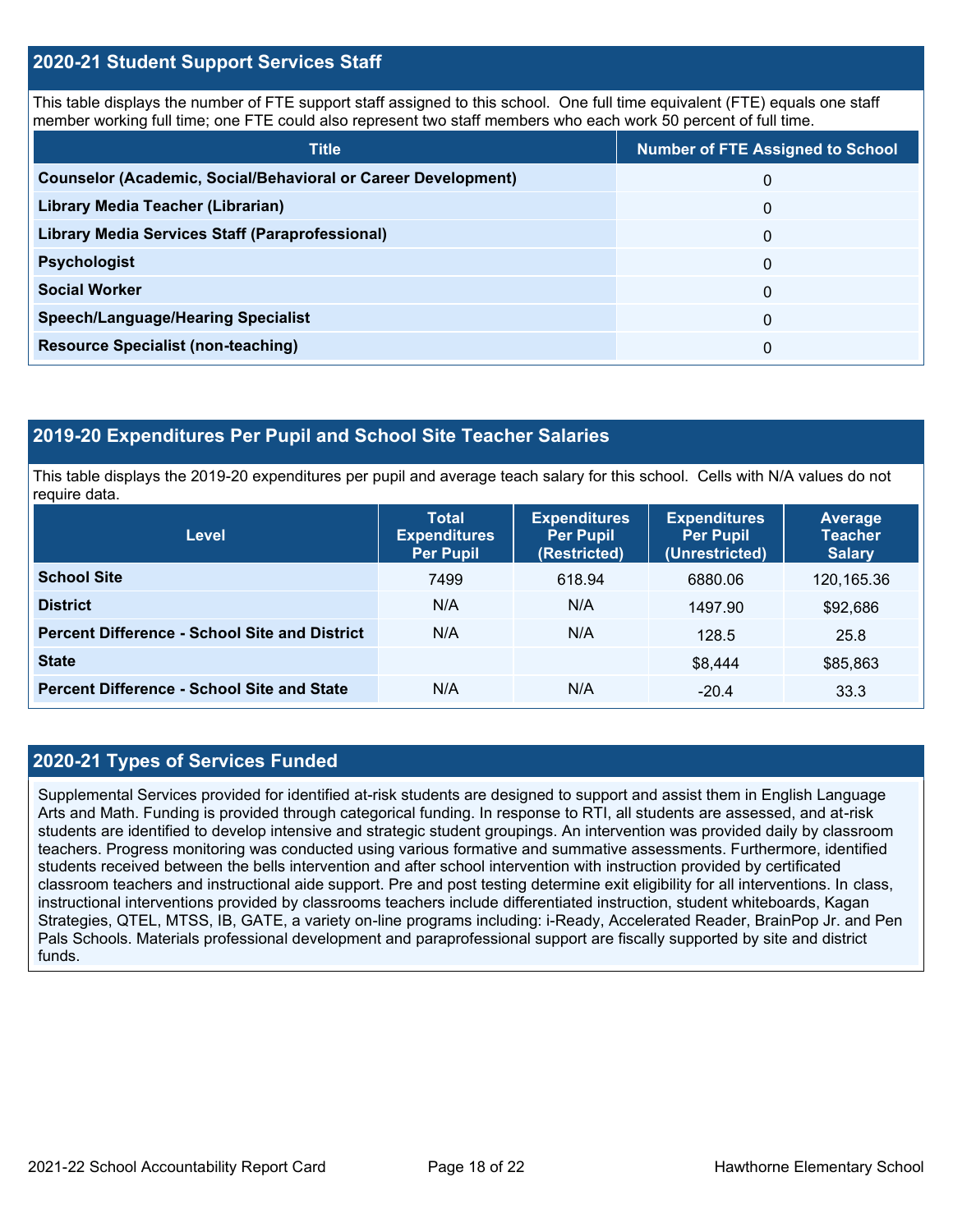## 2020-21 Student Support Services Staff

This table displays the number of FTE support staff assigned to this school. One full time equivalent (FTE) equals one staff member working full time; one FTE could also represent two staff members who each work 50 percent of full time.

| Title | Number of FTE Assigned to School |
|---|---|
| **Counselor (Academic, Social/Behavioral or Career Development)** | 0 |
| **Library Media Teacher (Librarian)** | 0 |
| **Library Media Services Staff (Paraprofessional)** | 0 |
| **Psychologist** | 0 |
| **Social Worker** | 0 |
| **Speech/Language/Hearing Specialist** | 0 |
| **Resource Specialist (non-teaching)** | 0 |

## 2019-20 Expenditures Per Pupil and School Site Teacher Salaries

This table displays the 2019-20 expenditures per pupil and average teach salary for this school. Cells with N/A values do not require data.

| Level | Total Expenditures Per Pupil | Expenditures Per Pupil (Restricted) | Expenditures Per Pupil (Unrestricted) | Average Teacher Salary |
|---|---|---|---|---|
| **School Site** | 7499 | 618.94 | 6880.06 | 120,165.36 |
| **District** | N/A | N/A | 1497.90 | $92,686 |
| **Percent Difference - School Site and District** | N/A | N/A | 128.5 | 25.8 |
| **State** | | | $8,444 | $85,863 |
| **Percent Difference - School Site and State** | N/A | N/A | -20.4 | 33.3 |

## 2020-21 Types of Services Funded

Supplemental Services provided for identified at-risk students are designed to support and assist them in English Language Arts and Math. Funding is provided through categorical funding. In response to RTI, all students are assessed, and at-risk students are identified to develop intensive and strategic student groupings. An intervention was provided daily by classroom teachers. Progress monitoring was conducted using various formative and summative assessments. Furthermore, identified students received between the bells intervention and after school intervention with instruction provided by certificated classroom teachers and instructional aide support. Pre and post testing determine exit eligibility for all interventions. In class, instructional interventions provided by classrooms teachers include differentiated instruction, student whiteboards, Kagan Strategies, QTEL, MTSS, IB, GATE, a variety on-line programs including: i-Ready, Accelerated Reader, BrainPop Jr. and Pen Pals Schools. Materials professional development and paraprofessional support are fiscally supported by site and district funds.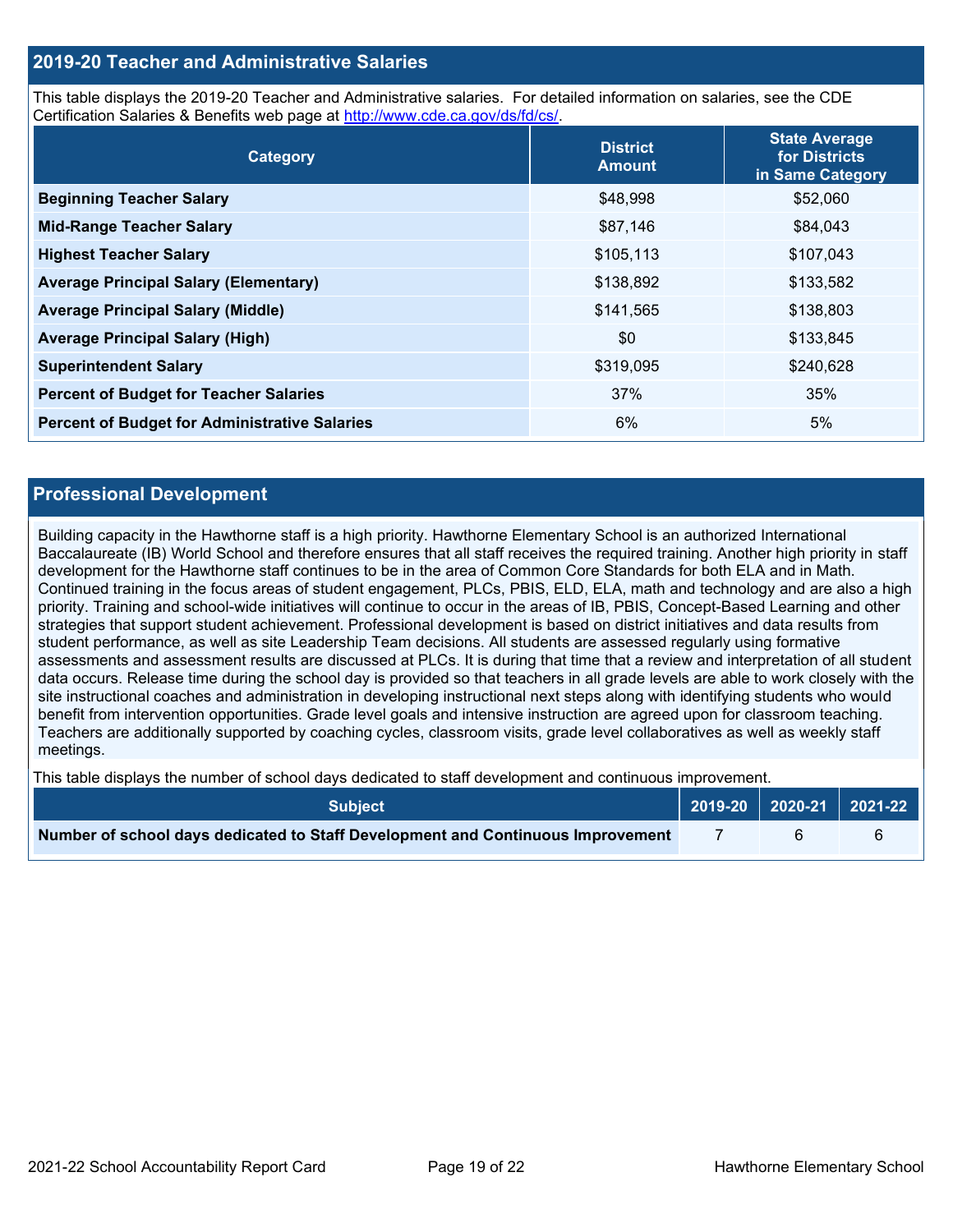## 2019-20 Teacher and Administrative Salaries

This table displays the 2019-20 Teacher and Administrative salaries. For detailed information on salaries, see the CDE Certification Salaries & Benefits web page at http://www.cde.ca.gov/ds/fd/cs/.

| Category | District Amount | State Average for Districts in Same Category |
|---|---|---|
| Beginning Teacher Salary | $48,998 | $52,060 |
| Mid-Range Teacher Salary | $87,146 | $84,043 |
| Highest Teacher Salary | $105,113 | $107,043 |
| Average Principal Salary (Elementary) | $138,892 | $133,582 |
| Average Principal Salary (Middle) | $141,565 | $138,803 |
| Average Principal Salary (High) | $0 | $133,845 |
| Superintendent Salary | $319,095 | $240,628 |
| Percent of Budget for Teacher Salaries | 37% | 35% |
| Percent of Budget for Administrative Salaries | 6% | 5% |

## Professional Development

Building capacity in the Hawthorne staff is a high priority. Hawthorne Elementary School is an authorized International Baccalaureate (IB) World School and therefore ensures that all staff receives the required training. Another high priority in staff development for the Hawthorne staff continues to be in the area of Common Core Standards for both ELA and in Math. Continued training in the focus areas of student engagement, PLCs, PBIS, ELD, ELA, math and technology and are also a high priority. Training and school-wide initiatives will continue to occur in the areas of IB, PBIS, Concept-Based Learning and other strategies that support student achievement. Professional development is based on district initiatives and data results from student performance, as well as site Leadership Team decisions. All students are assessed regularly using formative assessments and assessment results are discussed at PLCs. It is during that time that a review and interpretation of all student data occurs. Release time during the school day is provided so that teachers in all grade levels are able to work closely with the site instructional coaches and administration in developing instructional next steps along with identifying students who would benefit from intervention opportunities. Grade level goals and intensive instruction are agreed upon for classroom teaching. Teachers are additionally supported by coaching cycles, classroom visits, grade level collaboratives as well as weekly staff meetings.

This table displays the number of school days dedicated to staff development and continuous improvement.

| Subject | 2019-20 | 2020-21 | 2021-22 |
|---|---|---|---|
| Number of school days dedicated to Staff Development and Continuous Improvement | 7 | 6 | 6 |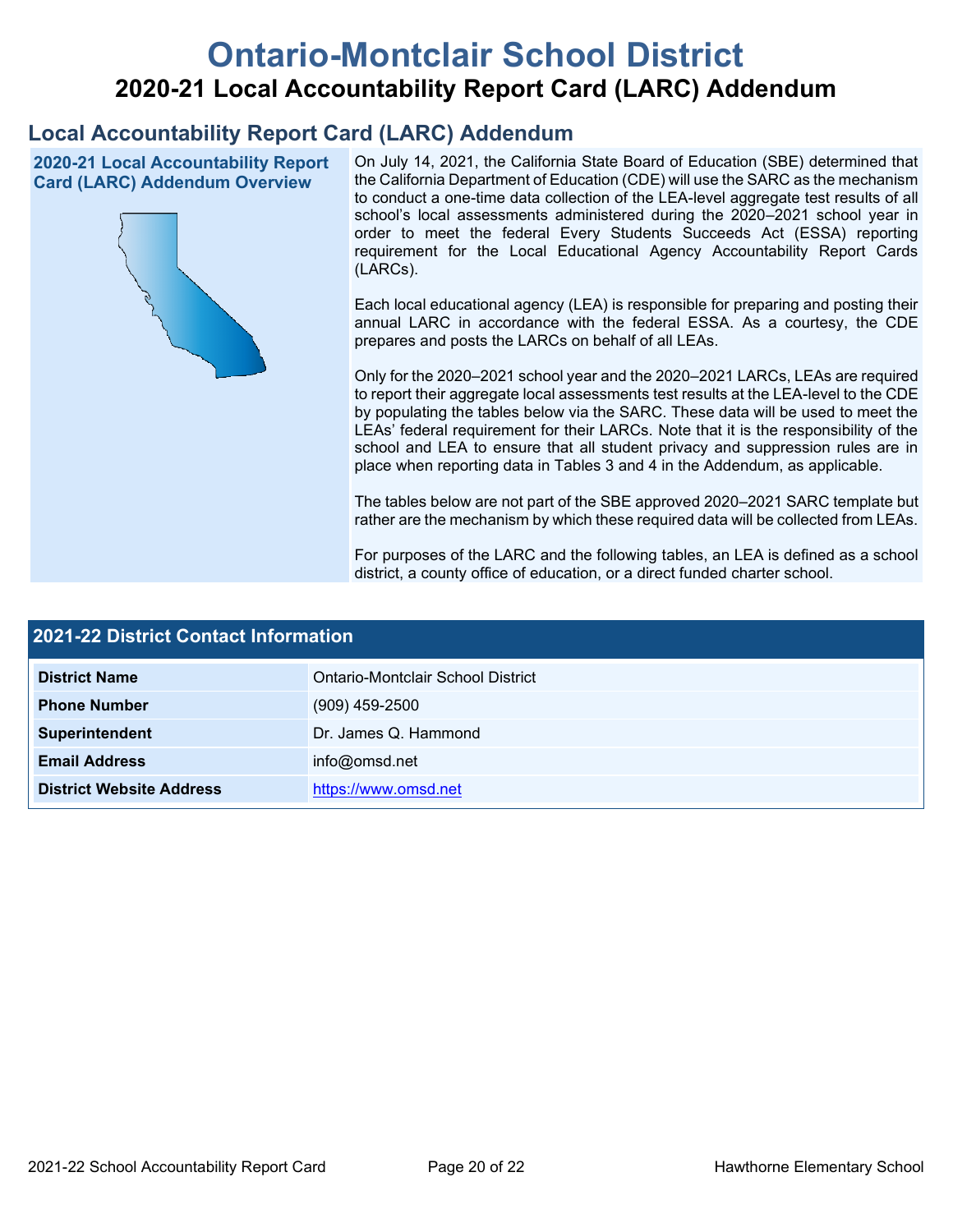# Ontario-Montclair School District

## 2020-21 Local Accountability Report Card (LARC) Addendum

## Local Accountability Report Card (LARC) Addendum

### 2020-21 Local Accountability Report Card (LARC) Addendum Overview

On July 14, 2021, the California State Board of Education (SBE) determined that the California Department of Education (CDE) will use the SARC as the mechanism to conduct a one-time data collection of the LEA-level aggregate test results of all school's local assessments administered during the 2020–2021 school year in order to meet the federal Every Students Succeeds Act (ESSA) reporting requirement for the Local Educational Agency Accountability Report Cards (LARCs).

Each local educational agency (LEA) is responsible for preparing and posting their annual LARC in accordance with the federal ESSA. As a courtesy, the CDE prepares and posts the LARCs on behalf of all LEAs.

Only for the 2020–2021 school year and the 2020–2021 LARCs, LEAs are required to report their aggregate local assessments test results at the LEA-level to the CDE by populating the tables below via the SARC. These data will be used to meet the LEAs' federal requirement for their LARCs. Note that it is the responsibility of the school and LEA to ensure that all student privacy and suppression rules are in place when reporting data in Tables 3 and 4 in the Addendum, as applicable.

The tables below are not part of the SBE approved 2020–2021 SARC template but rather are the mechanism by which these required data will be collected from LEAs.

For purposes of the LARC and the following tables, an LEA is defined as a school district, a county office of education, or a direct funded charter school.

### 2021-22 District Contact Information

| 2021-22 District Contact Information | |
|---|---|
| **District Name** | Ontario-Montclair School District |
| **Phone Number** | (909) 459-2500 |
| **Superintendent** | Dr. James Q. Hammond |
| **Email Address** | info@omsd.net |
| **District Website Address** | https://www.omsd.net |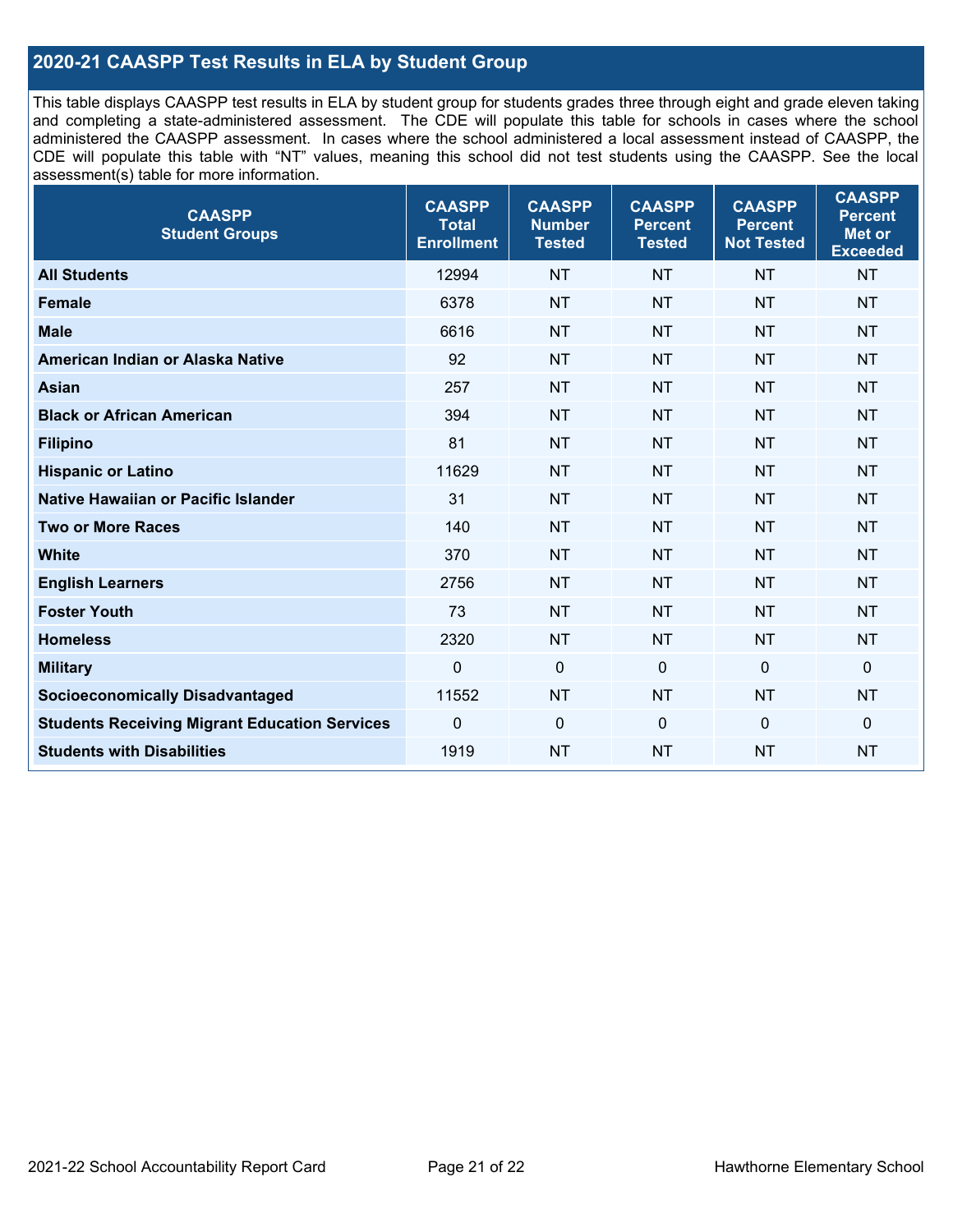## 2020-21 CAASPP Test Results in ELA by Student Group

This table displays CAASPP test results in ELA by student group for students grades three through eight and grade eleven taking and completing a state-administered assessment. The CDE will populate this table for schools in cases where the school administered the CAASPP assessment. In cases where the school administered a local assessment instead of CAASPP, the CDE will populate this table with "NT" values, meaning this school did not test students using the CAASPP. See the local assessment(s) table for more information.

| CAASPP Student Groups | CAASPP Total Enrollment | CAASPP Number Tested | CAASPP Percent Tested | CAASPP Percent Not Tested | CAASPP Percent Met or Exceeded |
|---|---|---|---|---|---|
| **All Students** | 12994 | NT | NT | NT | NT |
| **Female** | 6378 | NT | NT | NT | NT |
| **Male** | 6616 | NT | NT | NT | NT |
| **American Indian or Alaska Native** | 92 | NT | NT | NT | NT |
| **Asian** | 257 | NT | NT | NT | NT |
| **Black or African American** | 394 | NT | NT | NT | NT |
| **Filipino** | 81 | NT | NT | NT | NT |
| **Hispanic or Latino** | 11629 | NT | NT | NT | NT |
| **Native Hawaiian or Pacific Islander** | 31 | NT | NT | NT | NT |
| **Two or More Races** | 140 | NT | NT | NT | NT |
| **White** | 370 | NT | NT | NT | NT |
| **English Learners** | 2756 | NT | NT | NT | NT |
| **Foster Youth** | 73 | NT | NT | NT | NT |
| **Homeless** | 2320 | NT | NT | NT | NT |
| **Military** | 0 | 0 | 0 | 0 | 0 |
| **Socioeconomically Disadvantaged** | 11552 | NT | NT | NT | NT |
| **Students Receiving Migrant Education Services** | 0 | 0 | 0 | 0 | 0 |
| **Students with Disabilities** | 1919 | NT | NT | NT | NT |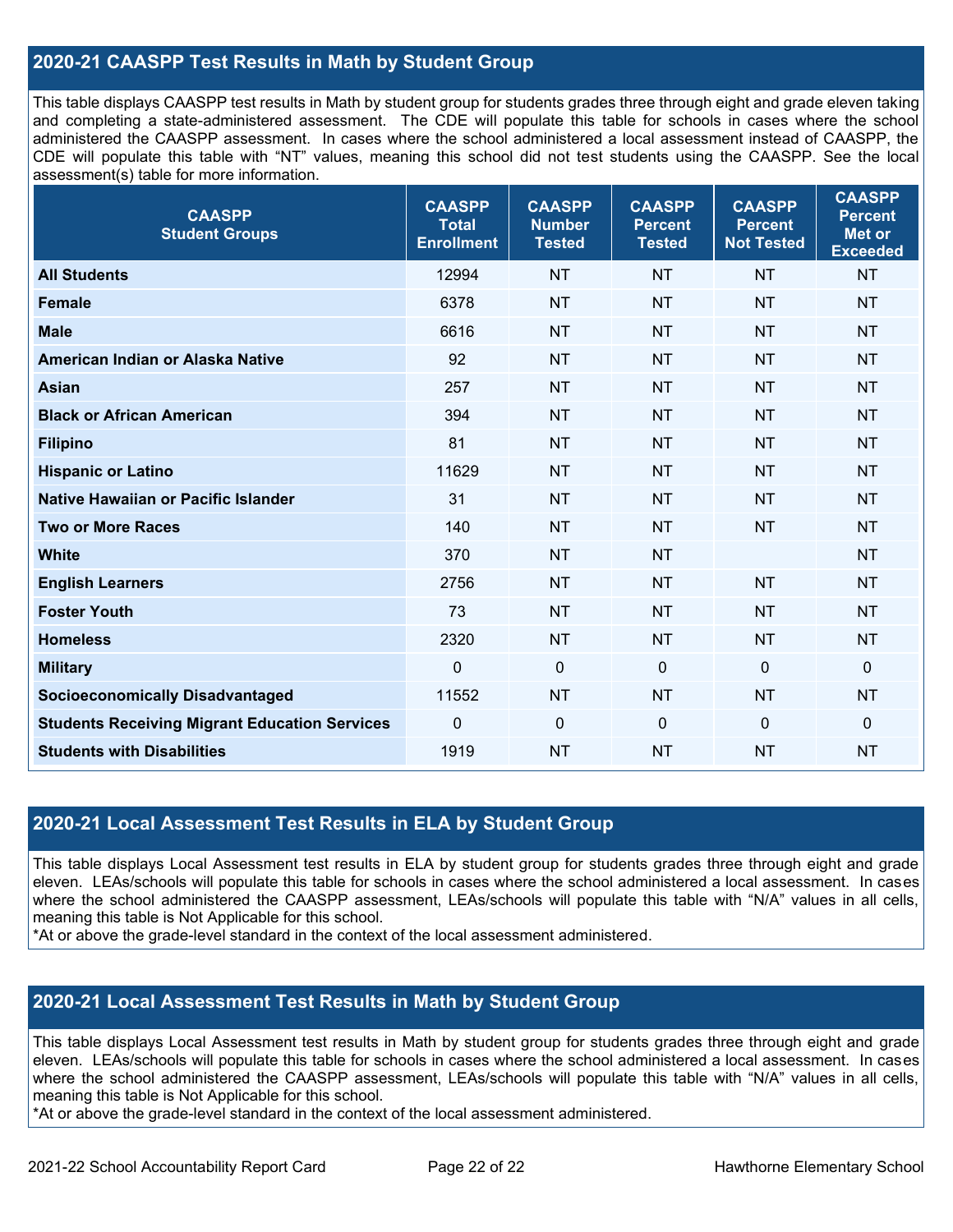## 2020-21 CAASPP Test Results in Math by Student Group

This table displays CAASPP test results in Math by student group for students grades three through eight and grade eleven taking and completing a state-administered assessment. The CDE will populate this table for schools in cases where the school administered the CAASPP assessment. In cases where the school administered a local assessment instead of CAASPP, the CDE will populate this table with "NT" values, meaning this school did not test students using the CAASPP. See the local assessment(s) table for more information.

| CAASPP Student Groups | CAASPP Total Enrollment | CAASPP Number Tested | CAASPP Percent Tested | CAASPP Percent Not Tested | CAASPP Percent Met or Exceeded |
|---|---|---|---|---|---|
| **All Students** | 12994 | NT | NT | NT | NT |
| **Female** | 6378 | NT | NT | NT | NT |
| **Male** | 6616 | NT | NT | NT | NT |
| **American Indian or Alaska Native** | 92 | NT | NT | NT | NT |
| **Asian** | 257 | NT | NT | NT | NT |
| **Black or African American** | 394 | NT | NT | NT | NT |
| **Filipino** | 81 | NT | NT | NT | NT |
| **Hispanic or Latino** | 11629 | NT | NT | NT | NT |
| **Native Hawaiian or Pacific Islander** | 31 | NT | NT | NT | NT |
| **Two or More Races** | 140 | NT | NT | NT | NT |
| **White** | 370 | NT | NT | | NT |
| **English Learners** | 2756 | NT | NT | NT | NT |
| **Foster Youth** | 73 | NT | NT | NT | NT |
| **Homeless** | 2320 | NT | NT | NT | NT |
| **Military** | 0 | 0 | 0 | 0 | 0 |
| **Socioeconomically Disadvantaged** | 11552 | NT | NT | NT | NT |
| **Students Receiving Migrant Education Services** | 0 | 0 | 0 | 0 | 0 |
| **Students with Disabilities** | 1919 | NT | NT | NT | NT |

## 2020-21 Local Assessment Test Results in ELA by Student Group

This table displays Local Assessment test results in ELA by student group for students grades three through eight and grade eleven. LEAs/schools will populate this table for schools in cases where the school administered a local assessment. In cases where the school administered the CAASPP assessment, LEAs/schools will populate this table with "N/A" values in all cells, meaning this table is Not Applicable for this school.

*At or above the grade-level standard in the context of the local assessment administered.

## 2020-21 Local Assessment Test Results in Math by Student Group

This table displays Local Assessment test results in Math by student group for students grades three through eight and grade eleven. LEAs/schools will populate this table for schools in cases where the school administered a local assessment. In cases where the school administered the CAASPP assessment, LEAs/schools will populate this table with "N/A" values in all cells, meaning this table is Not Applicable for this school.

*At or above the grade-level standard in the context of the local assessment administered.